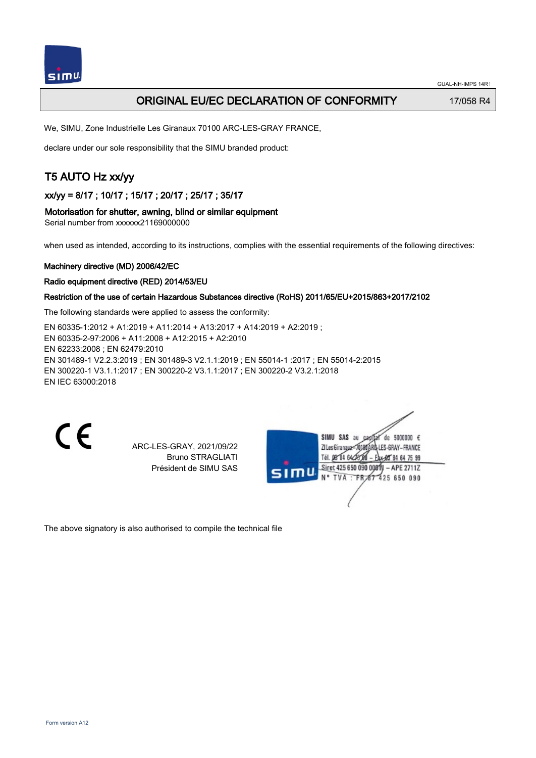# ORIGINAL EU/EC DECLARATION OF CONFORMITY

17/058 R4

We, SIMU, Zone Industrielle Les Giranaux 70100 ARC-LES-GRAY FRANCE,

declare under our sole responsibility that the SIMU branded product:

## T5 AUTO Hz xx/yy

### xx/yy = 8/17 ; 10/17 ; 15/17 ; 20/17 ; 25/17 ; 35/17

### Motorisation for shutter, awning, blind or similar equipment

Serial number from xxxxxx21169000000

when used as intended, according to its instructions, complies with the essential requirements of the following directives:

**Machinery directive (MD) 2006/42/EC**

**Radio equipment directive (RED) 2014/53/EU**

**Restriction of the use of certain Hazardous Substances directive (RoHS) 2011/65/EU+2015/863+2017/2102**

The following standards were applied to assess the conformity:

EN 60335-1:2012 + A1:2019 + A11:2014 + A13:2017 + A14:2019 + A2:2019 ;
EN 60335-2-97:2006 + A11:2008 + A12:2015 + A2:2010
EN 62233:2008 ; EN 62479:2010
EN 301489-1 V2.2.3:2019 ; EN 301489-3 V2.1.1:2019 ; EN 55014-1 :2017 ; EN 55014-2:2015
EN 300220-1 V3.1.1:2017 ; EN 300220-2 V3.1.1:2017 ; EN 300220-2 V3.2.1:2018
EN IEC 63000:2018

CE

ARC-LES-GRAY, 2021/09/22
Bruno STRAGLIATI
Président de SIMU SAS

SIMU SAS au capital de 5000000 €
ZI Les Giranaux 70100 ARC-LES-GRAY-FRANCE
Tél. 03 84 64 75 00 – Fax 03 84 64 75 99
Siret 425 650 090 00011 – APE 2711Z
N° TVA : FR 67 425 650 090

The above signatory is also authorised to compile the technical file

Form version A12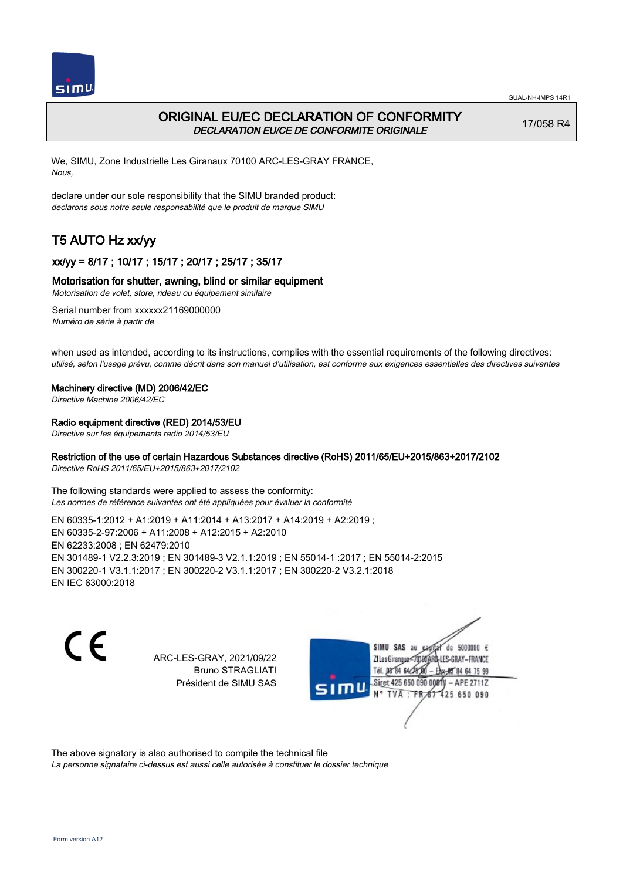# ORIGINAL EU/EC DECLARATION OF CONFORMITY

*DECLARATION EU/CE DE CONFORMITE ORIGINALE*

17/058 R4

We, SIMU, Zone Industrielle Les Giranaux 70100 ARC-LES-GRAY FRANCE,
*Nous,*

declare under our sole responsibility that the SIMU branded product:
*declarons sous notre seule responsabilité que le produit de marque SIMU*

## T5 AUTO Hz xx/yy

### xx/yy = 8/17 ; 10/17 ; 15/17 ; 20/17 ; 25/17 ; 35/17

### Motorisation for shutter, awning, blind or similar equipment

*Motorisation de volet, store, rideau ou équipement similaire*

Serial number from xxxxxx21169000000
*Numéro de série à partir de*

when used as intended, according to its instructions, complies with the essential requirements of the following directives:
*utilisé, selon l'usage prévu, comme décrit dans son manuel d'utilisation, est conforme aux exigences essentielles des directives suivantes*

**Machinery directive (MD) 2006/42/EC**
*Directive Machine 2006/42/EC*

**Radio equipment directive (RED) 2014/53/EU**
*Directive sur les équipements radio 2014/53/EU*

**Restriction of the use of certain Hazardous Substances directive (RoHS) 2011/65/EU+2015/863+2017/2102**
*Directive RoHS 2011/65/EU+2015/863+2017/2102*

The following standards were applied to assess the conformity:
*Les normes de référence suivantes ont été appliquées pour évaluer la conformité*

EN 60335-1:2012 + A1:2019 + A11:2014 + A13:2017 + A14:2019 + A2:2019 ;
EN 60335-2-97:2006 + A11:2008 + A12:2015 + A2:2010
EN 62233:2008 ; EN 62479:2010
EN 301489-1 V2.2.3:2019 ; EN 301489-3 V2.1.1:2019 ; EN 55014-1 :2017 ; EN 55014-2:2015
EN 300220-1 V3.1.1:2017 ; EN 300220-2 V3.1.1:2017 ; EN 300220-2 V3.2.1:2018
EN IEC 63000:2018

CE

ARC-LES-GRAY, 2021/09/22
Bruno STRAGLIATI
Président de SIMU SAS

SIMU SAS au capital de 5000000 €
ZI Les Giranaux 70100 ARC-LES-GRAY-FRANCE
Tél. 03 84 64 75 00 – Fax 03 84 64 75 99
Siret 425 650 090 00011 – APE 2711Z
N° TVA : FR 67 425 650 090

The above signatory is also authorised to compile the technical file
*La personne signataire ci-dessus est aussi celle autorisée à constituer le dossier technique*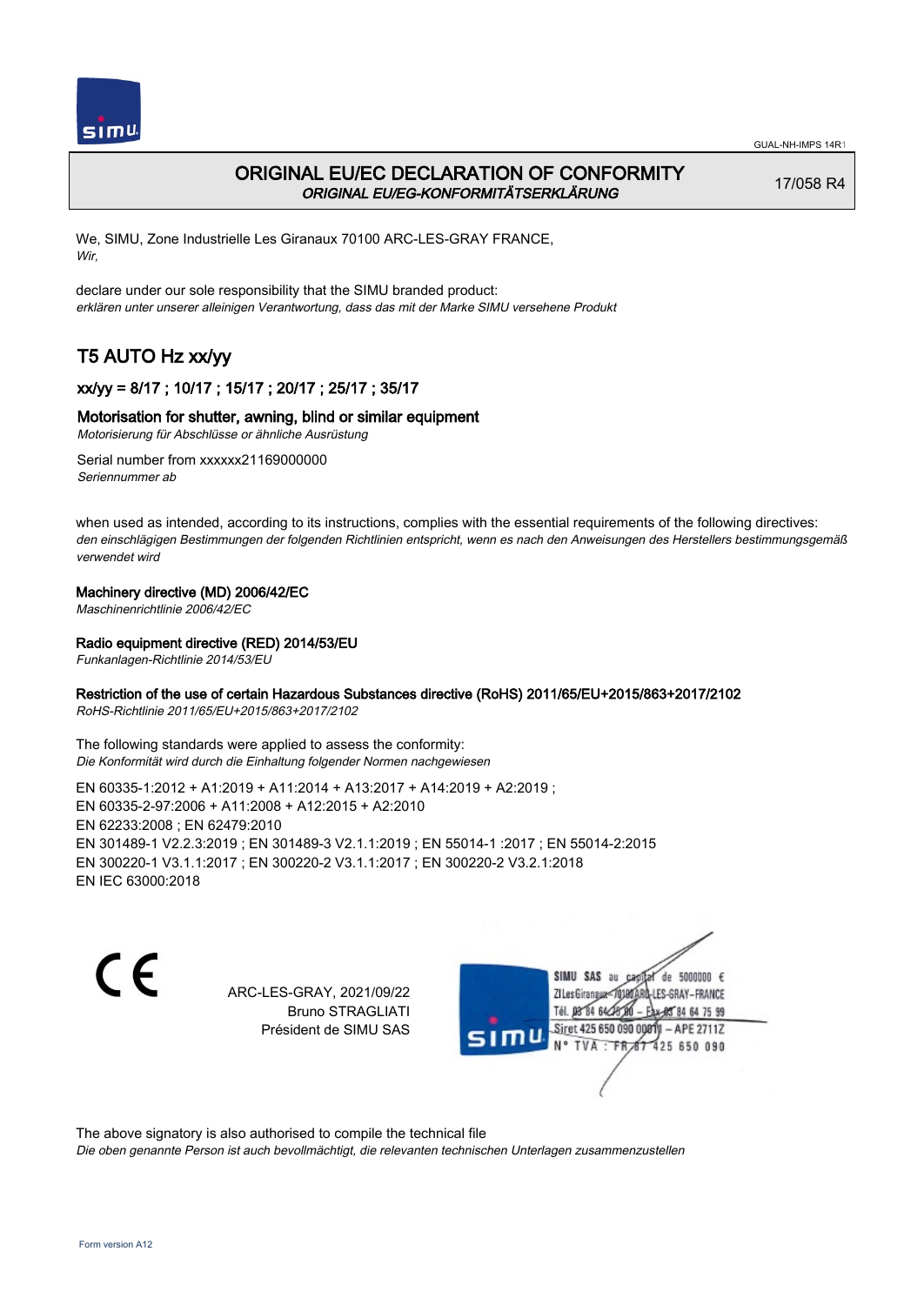GUAL-NH-IMPS 14R1

# ORIGINAL EU/EC DECLARATION OF CONFORMITY
*ORIGINAL EU/EG-KONFORMITÄTSERKLÄRUNG*

17/058 R4

We, SIMU, Zone Industrielle Les Giranaux 70100 ARC-LES-GRAY FRANCE,
*Wir,*

declare under our sole responsibility that the SIMU branded product:
*erklären unter unserer alleinigen Verantwortung, dass das mit der Marke SIMU versehene Produkt*

## T5 AUTO Hz xx/yy

### xx/yy = 8/17 ; 10/17 ; 15/17 ; 20/17 ; 25/17 ; 35/17

### Motorisation for shutter, awning, blind or similar equipment
*Motorisierung für Abschlüsse or ähnliche Ausrüstung*

Serial number from xxxxxx21169000000
*Seriennummer ab*

when used as intended, according to its instructions, complies with the essential requirements of the following directives:
*den einschlägigen Bestimmungen der folgenden Richtlinien entspricht, wenn es nach den Anweisungen des Herstellers bestimmungsgemäß verwendet wird*

**Machinery directive (MD) 2006/42/EC**
*Maschinenrichtlinie 2006/42/EC*

**Radio equipment directive (RED) 2014/53/EU**
*Funkanlagen-Richtlinie 2014/53/EU*

**Restriction of the use of certain Hazardous Substances directive (RoHS) 2011/65/EU+2015/863+2017/2102**
*RoHS-Richtlinie 2011/65/EU+2015/863+2017/2102*

The following standards were applied to assess the conformity:
*Die Konformität wird durch die Einhaltung folgender Normen nachgewiesen*

EN 60335-1:2012 + A1:2019 + A11:2014 + A13:2017 + A14:2019 + A2:2019 ;
EN 60335-2-97:2006 + A11:2008 + A12:2015 + A2:2010
EN 62233:2008 ; EN 62479:2010
EN 301489-1 V2.2.3:2019 ; EN 301489-3 V2.1.1:2019 ; EN 55014-1 :2017 ; EN 55014-2:2015
EN 300220-1 V3.1.1:2017 ; EN 300220-2 V3.1.1:2017 ; EN 300220-2 V3.2.1:2018
EN IEC 63000:2018

CE

ARC-LES-GRAY, 2021/09/22
Bruno STRAGLIATI
Président de SIMU SAS

SIMU SAS au capital de 5000000 €
ZI Les Giranaux 70100 ARC-LES-GRAY-FRANCE
Tél. 03 84 64 75 00 – Fax 03 84 64 75 99
Siret 425 650 090 00011 – APE 2711Z
N° TVA : FR 87 425 650 090

The above signatory is also authorised to compile the technical file
*Die oben genannte Person ist auch bevollmächtigt, die relevanten technischen Unterlagen zusammenzustellen*

Form version A12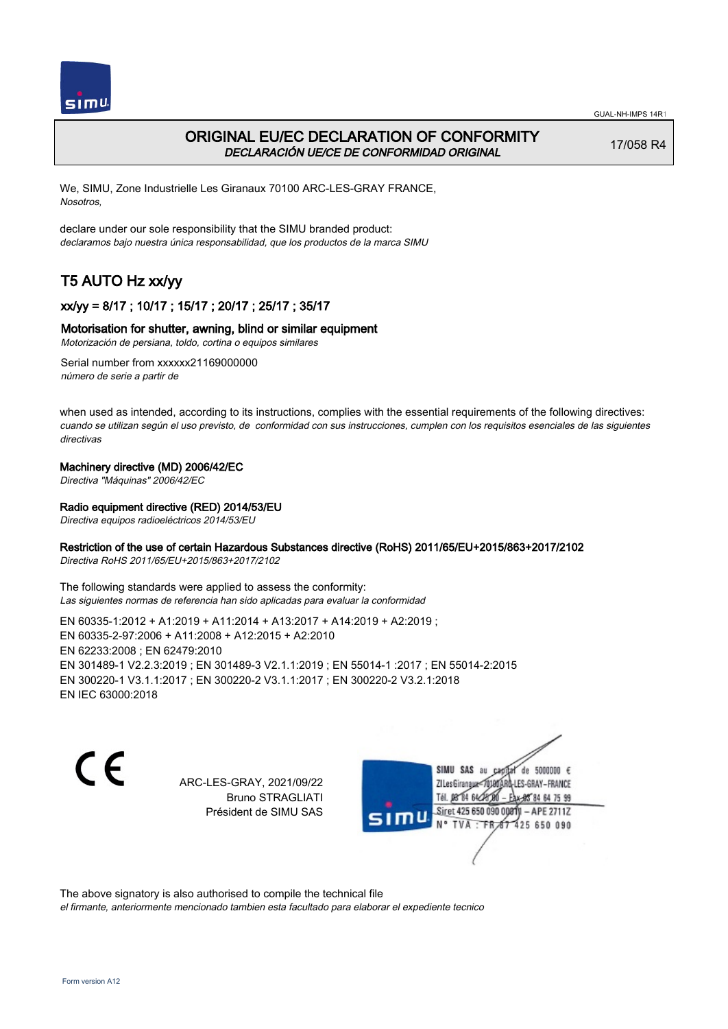GUAL-NH-IMPS 14R1

# ORIGINAL EU/EC DECLARATION OF CONFORMITY
*DECLARACIÓN UE/CE DE CONFORMIDAD ORIGINAL*

17/058 R4

We, SIMU, Zone Industrielle Les Giranaux 70100 ARC-LES-GRAY FRANCE,
*Nosotros,*

declare under our sole responsibility that the SIMU branded product:
*declaramos bajo nuestra única responsabilidad, que los productos de la marca SIMU*

## T5 AUTO Hz xx/yy

### xx/yy = 8/17 ; 10/17 ; 15/17 ; 20/17 ; 25/17 ; 35/17

### Motorisation for shutter, awning, blind or similar equipment
*Motorización de persiana, toldo, cortina o equipos similares*

Serial number from xxxxxx21169000000
*número de serie a partir de*

when used as intended, according to its instructions, complies with the essential requirements of the following directives:
*cuando se utilizan según el uso previsto, de conformidad con sus instrucciones, cumplen con los requisitos esenciales de las siguientes directivas*

**Machinery directive (MD) 2006/42/EC**
*Directiva "Máquinas" 2006/42/EC*

**Radio equipment directive (RED) 2014/53/EU**
*Directiva equipos radioeléctricos 2014/53/EU*

**Restriction of the use of certain Hazardous Substances directive (RoHS) 2011/65/EU+2015/863+2017/2102**
*Directiva RoHS 2011/65/EU+2015/863+2017/2102*

The following standards were applied to assess the conformity:
*Las siguientes normas de referencia han sido aplicadas para evaluar la conformidad*

EN 60335-1:2012 + A1:2019 + A11:2014 + A13:2017 + A14:2019 + A2:2019 ;
EN 60335-2-97:2006 + A11:2008 + A12:2015 + A2:2010
EN 62233:2008 ; EN 62479:2010
EN 301489-1 V2.2.3:2019 ; EN 301489-3 V2.1.1:2019 ; EN 55014-1 :2017 ; EN 55014-2:2015
EN 300220-1 V3.1.1:2017 ; EN 300220-2 V3.1.1:2017 ; EN 300220-2 V3.2.1:2018
EN IEC 63000:2018

CE

ARC-LES-GRAY, 2021/09/22
Bruno STRAGLIATI
Président de SIMU SAS

SIMU SAS au capital de 5000000 €
ZI Les Giranaux 70100 ARC-LES-GRAY-FRANCE
Tél. 03 84 64 75 00 – Fax 03 84 64 75 99
Siret 425 650 090 00011 – APE 2711Z
N° TVA : FR 87 425 650 090

The above signatory is also authorised to compile the technical file
*el firmante, anteriormente mencionado tambien esta facultado para elaborar el expediente tecnico*

Form version A12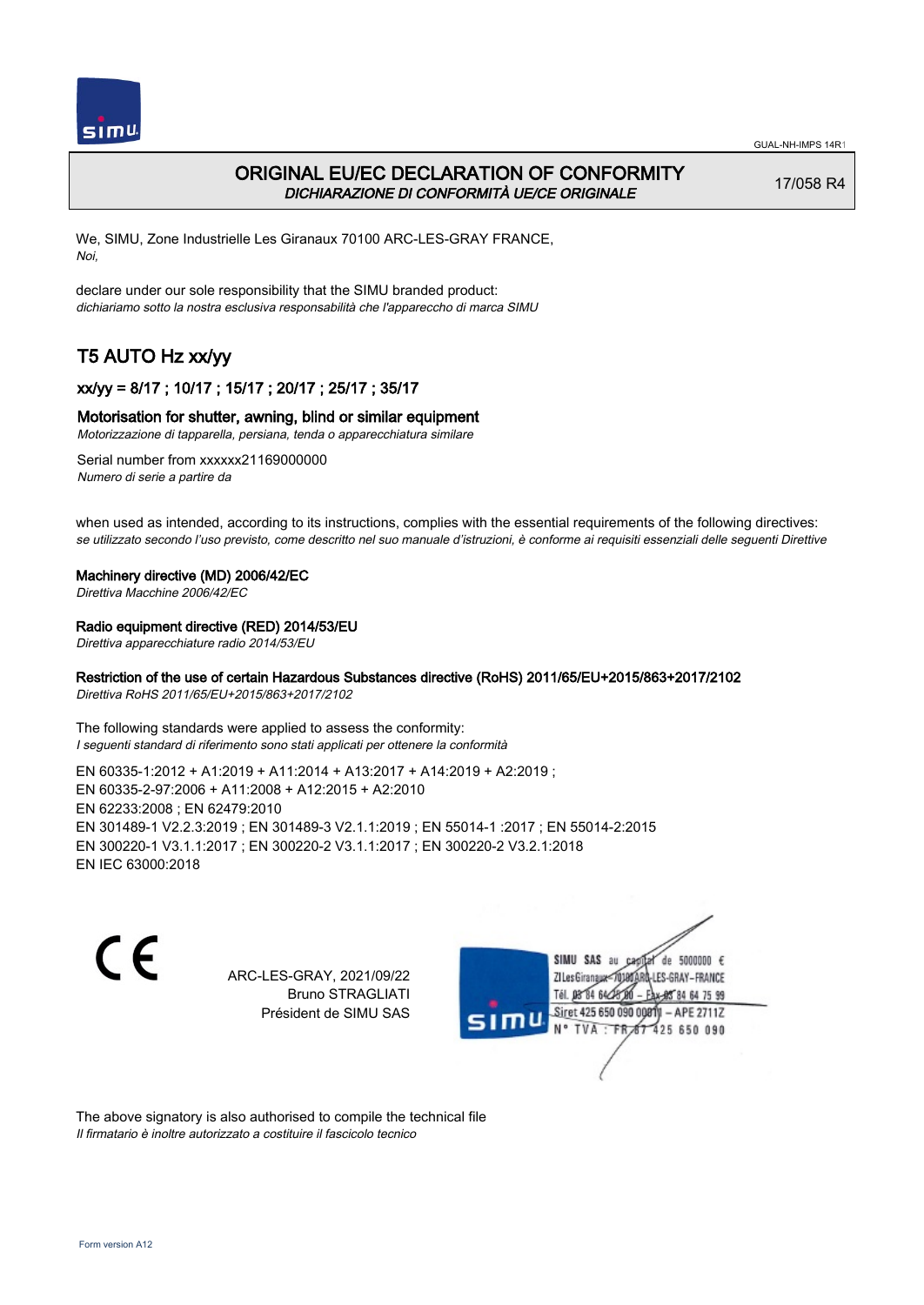# ORIGINAL EU/EC DECLARATION OF CONFORMITY

*DICHIARAZIONE DI CONFORMITÀ UE/CE ORIGINALE*

17/058 R4

We, SIMU, Zone Industrielle Les Giranaux 70100 ARC-LES-GRAY FRANCE,
*Noi,*

declare under our sole responsibility that the SIMU branded product:
*dichiariamo sotto la nostra esclusiva responsabilità che l'apparecchio di marca SIMU*

## T5 AUTO Hz xx/yy

### xx/yy = 8/17 ; 10/17 ; 15/17 ; 20/17 ; 25/17 ; 35/17

### Motorisation for shutter, awning, blind or similar equipment

*Motorizzazione di tapparella, persiana, tenda o apparecchiatura similare*

Serial number from xxxxxx21169000000
*Numero di serie a partire da*

when used as intended, according to its instructions, complies with the essential requirements of the following directives:
*se utilizzato secondo l'uso previsto, come descritto nel suo manuale d'istruzioni, è conforme ai requisiti essenziali delle seguenti Direttive*

**Machinery directive (MD) 2006/42/EC**
*Direttiva Macchine 2006/42/EC*

**Radio equipment directive (RED) 2014/53/EU**
*Direttiva apparecchiature radio 2014/53/EU*

**Restriction of the use of certain Hazardous Substances directive (RoHS) 2011/65/EU+2015/863+2017/2102**
*Direttiva RoHS 2011/65/EU+2015/863+2017/2102*

The following standards were applied to assess the conformity:
*I seguenti standard di riferimento sono stati applicati per ottenere la conformità*

EN 60335-1:2012 + A1:2019 + A11:2014 + A13:2017 + A14:2019 + A2:2019 ;
EN 60335-2-97:2006 + A11:2008 + A12:2015 + A2:2010
EN 62233:2008 ; EN 62479:2010
EN 301489-1 V2.2.3:2019 ; EN 301489-3 V2.1.1:2019 ; EN 55014-1 :2017 ; EN 55014-2:2015
EN 300220-1 V3.1.1:2017 ; EN 300220-2 V3.1.1:2017 ; EN 300220-2 V3.2.1:2018
EN IEC 63000:2018

CE

ARC-LES-GRAY, 2021/09/22
Bruno STRAGLIATI
Président de SIMU SAS

SIMU SAS au capital de 5000000 €
ZI Les Giranaux 70100 ARC-LES-GRAY-FRANCE
Tél. 03 84 64 75 00 – Fax 03 84 64 75 99
Siret 425 650 090 00011 – APE 2711Z
N° TVA : FR 67 425 650 090

The above signatory is also authorised to compile the technical file
*Il firmatario è inoltre autorizzato a costituire il fascicolo tecnico*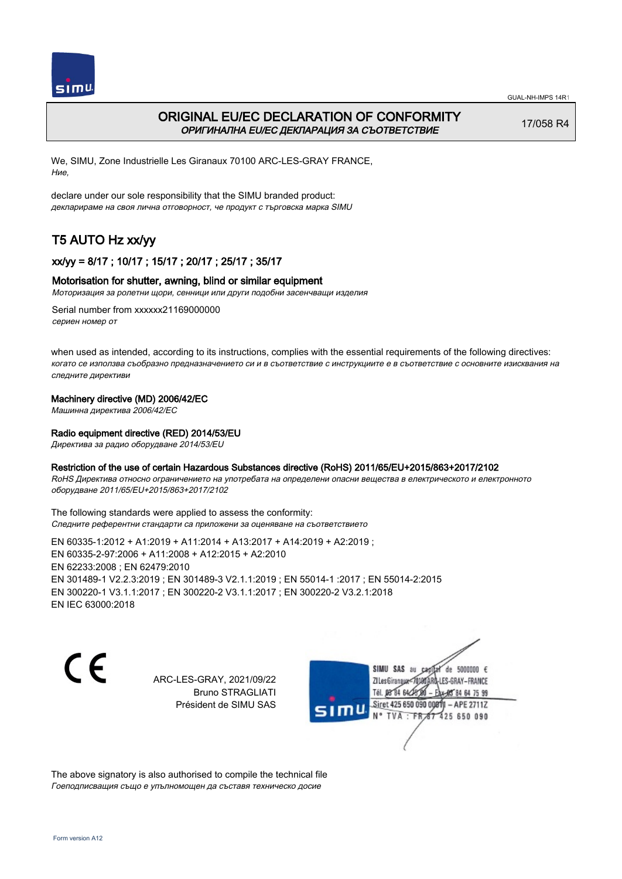# ORIGINAL EU/EC DECLARATION OF CONFORMITY
*ОРИГИНАЛНА EU/EC ДЕКЛАРАЦИЯ ЗА СЪОТВЕТСТВИЕ*

17/058 R4

We, SIMU, Zone Industrielle Les Giranaux 70100 ARC-LES-GRAY FRANCE,
*Ние,*

declare under our sole responsibility that the SIMU branded product:
*декларираме на своя лична отговорност, че продукт с търговска марка SIMU*

## T5 AUTO Hz xx/yy

### xx/yy = 8/17 ; 10/17 ; 15/17 ; 20/17 ; 25/17 ; 35/17

**Motorisation for shutter, awning, blind or similar equipment**
*Моторизация за ролетни щори, сенници или други подобни засенчващи изделия*

Serial number from xxxxxx21169000000
*сериен номер от*

when used as intended, according to its instructions, complies with the essential requirements of the following directives:
*когато се използва съобразно предназначението си и в съответствие с инструкциите е в съответствие с основните изисквания на следните директиви*

**Machinery directive (MD) 2006/42/EC**
*Машинна директива 2006/42/EC*

**Radio equipment directive (RED) 2014/53/EU**
*Директива за радио оборудване 2014/53/EU*

**Restriction of the use of certain Hazardous Substances directive (RoHS) 2011/65/EU+2015/863+2017/2102**
*RoHS Директива относно ограничението на употребата на определени опасни вещества в електрическото и електронното оборудване 2011/65/EU+2015/863+2017/2102*

The following standards were applied to assess the conformity:
*Следните референтни стандарти са приложени за оценяване на съответствието*

EN 60335-1:2012 + A1:2019 + A11:2014 + A13:2017 + A14:2019 + A2:2019 ;
EN 60335-2-97:2006 + A11:2008 + A12:2015 + A2:2010
EN 62233:2008 ; EN 62479:2010
EN 301489-1 V2.2.3:2019 ; EN 301489-3 V2.1.1:2019 ; EN 55014-1 :2017 ; EN 55014-2:2015
EN 300220-1 V3.1.1:2017 ; EN 300220-2 V3.1.1:2017 ; EN 300220-2 V3.2.1:2018
EN IEC 63000:2018

CE

ARC-LES-GRAY, 2021/09/22
Bruno STRAGLIATI
Président de SIMU SAS

SIMU SAS au capital de 5000000 €
ZI Les Giranaux 70100 ARC-LES-GRAY–FRANCE
Tél. 03 84 64 75 00 – Fax 03 84 64 75 99
Siret 425 650 090 00011 – APE 2711Z
N° TVA : FR 67 425 650 090

The above signatory is also authorised to compile the technical file
*Гоеподписващия също е упълномощен да съставя техническо досие*

Form version A12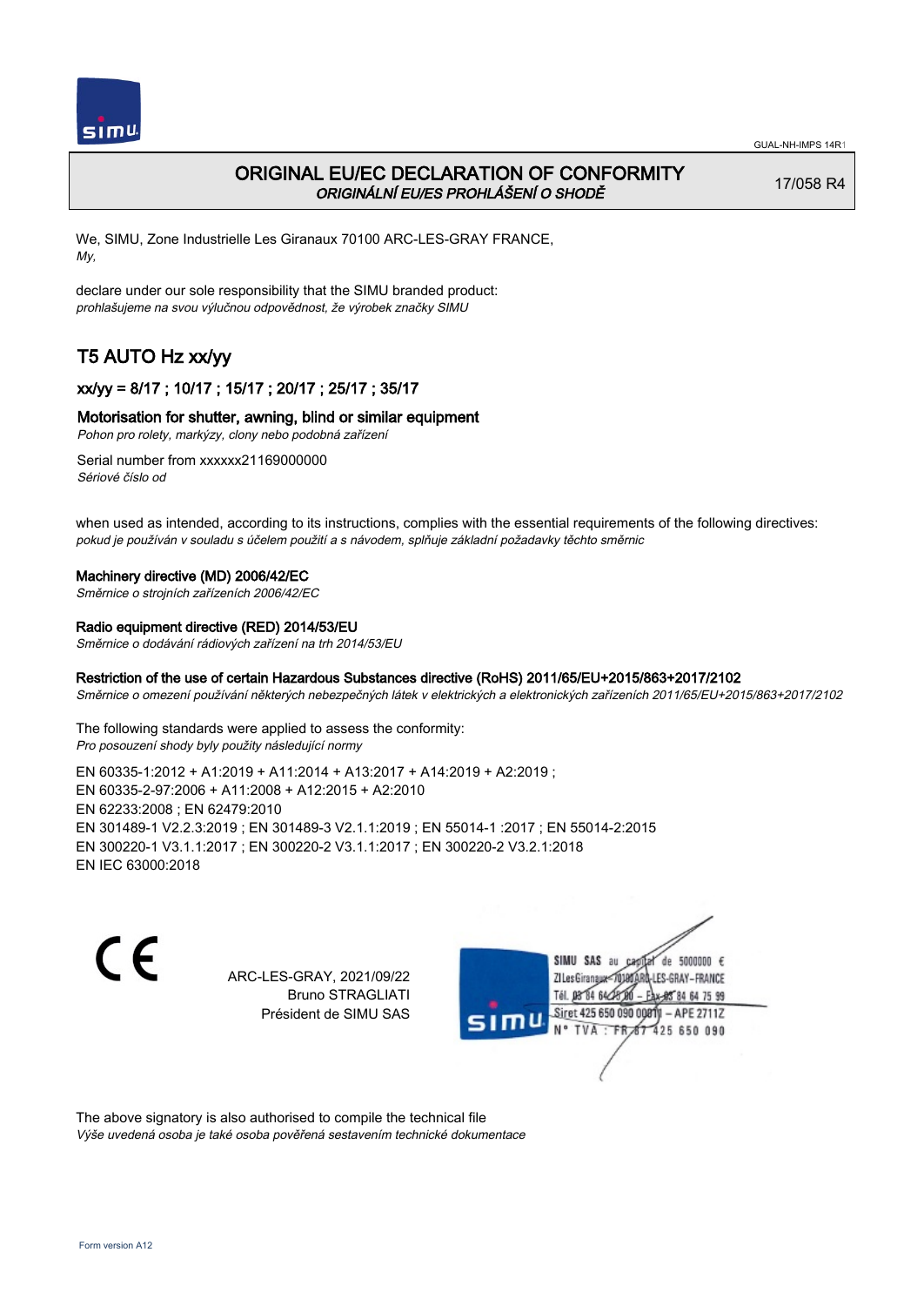# ORIGINAL EU/EC DECLARATION OF CONFORMITY
*ORIGINÁLNÍ EU/ES PROHLÁŠENÍ O SHODĚ*

17/058 R4

We, SIMU, Zone Industrielle Les Giranaux 70100 ARC-LES-GRAY FRANCE,
*My,*

declare under our sole responsibility that the SIMU branded product:
*prohlašujeme na svou výlučnou odpovědnost, že výrobek značky SIMU*

## T5 AUTO Hz xx/yy

### xx/yy = 8/17 ; 10/17 ; 15/17 ; 20/17 ; 25/17 ; 35/17

### Motorisation for shutter, awning, blind or similar equipment
*Pohon pro rolety, markýzy, clony nebo podobná zařízení*

Serial number from xxxxxx21169000000
*Sériové číslo od*

when used as intended, according to its instructions, complies with the essential requirements of the following directives:
*pokud je používán v souladu s účelem použití a s návodem, splňuje základní požadavky těchto směrnic*

**Machinery directive (MD) 2006/42/EC**
*Směrnice o strojních zařízeních 2006/42/EC*

**Radio equipment directive (RED) 2014/53/EU**
*Směrnice o dodávání rádiových zařízení na trh 2014/53/EU*

**Restriction of the use of certain Hazardous Substances directive (RoHS) 2011/65/EU+2015/863+2017/2102**
*Směrnice o omezení používání některých nebezpečných látek v elektrických a elektronických zařízeních 2011/65/EU+2015/863+2017/2102*

The following standards were applied to assess the conformity:
*Pro posouzení shody byly použity následující normy*

EN 60335-1:2012 + A1:2019 + A11:2014 + A13:2017 + A14:2019 + A2:2019 ;
EN 60335-2-97:2006 + A11:2008 + A12:2015 + A2:2010
EN 62233:2008 ; EN 62479:2010
EN 301489-1 V2.2.3:2019 ; EN 301489-3 V2.1.1:2019 ; EN 55014-1 :2017 ; EN 55014-2:2015
EN 300220-1 V3.1.1:2017 ; EN 300220-2 V3.1.1:2017 ; EN 300220-2 V3.2.1:2018
EN IEC 63000:2018

ARC-LES-GRAY, 2021/09/22
Bruno STRAGLIATI
Président de SIMU SAS

SIMU SAS au capital de 5000000 €
ZI Les Giranaux 70100 ARC-LES-GRAY-FRANCE
Tél. 03 84 64 75 00 – Fax 03 84 64 75 99
Siret 425 650 090 00011 – APE 2711Z
N° TVA : FR 67 425 650 090

The above signatory is also authorised to compile the technical file
*Výše uvedená osoba je také osoba pověřená sestavením technické dokumentace*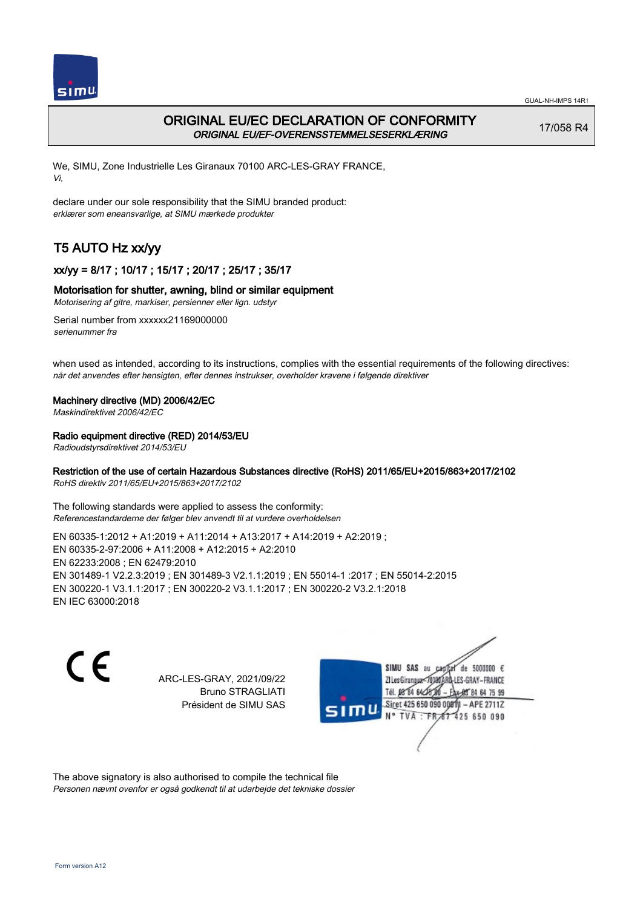GUAL-NH-IMPS 14R1

# ORIGINAL EU/EC DECLARATION OF CONFORMITY

*ORIGINAL EU/EF-OVERENSSTEMMELSESERKLÆRING*

17/058 R4

We, SIMU, Zone Industrielle Les Giranaux 70100 ARC-LES-GRAY FRANCE,
*Vi,*

declare under our sole responsibility that the SIMU branded product:
*erklærer som eneansvarlige, at SIMU mærkede produkter*

## T5 AUTO Hz xx/yy

### xx/yy = 8/17 ; 10/17 ; 15/17 ; 20/17 ; 25/17 ; 35/17

**Motorisation for shutter, awning, blind or similar equipment**
*Motorisering af gitre, markiser, persienner eller lign. udstyr*

Serial number from xxxxxx21169000000
*serienummer fra*

when used as intended, according to its instructions, complies with the essential requirements of the following directives:
*når det anvendes efter hensigten, efter dennes instrukser, overholder kravene i følgende direktiver*

**Machinery directive (MD) 2006/42/EC**
*Maskindirektivet 2006/42/EC*

**Radio equipment directive (RED) 2014/53/EU**
*Radioudstyrsdirektivet 2014/53/EU*

**Restriction of the use of certain Hazardous Substances directive (RoHS) 2011/65/EU+2015/863+2017/2102**
*RoHS direktiv 2011/65/EU+2015/863+2017/2102*

The following standards were applied to assess the conformity:
*Referencestandarderne der følger blev anvendt til at vurdere overholdelsen*

EN 60335-1:2012 + A1:2019 + A11:2014 + A13:2017 + A14:2019 + A2:2019 ;
EN 60335-2-97:2006 + A11:2008 + A12:2015 + A2:2010
EN 62233:2008 ; EN 62479:2010
EN 301489-1 V2.2.3:2019 ; EN 301489-3 V2.1.1:2019 ; EN 55014-1 :2017 ; EN 55014-2:2015
EN 300220-1 V3.1.1:2017 ; EN 300220-2 V3.1.1:2017 ; EN 300220-2 V3.2.1:2018
EN IEC 63000:2018

CE

ARC-LES-GRAY, 2021/09/22
Bruno STRAGLIATI
Président de SIMU SAS

SIMU SAS au capital de 5000000 €
ZI Les Giranaux 70100 ARC-LES-GRAY-FRANCE
Tél. 03 84 64 75 00 – Fax 03 84 64 75 99
Siret 425 650 090 00011 – APE 2711Z
N° TVA : FR 67 425 650 090

The above signatory is also authorised to compile the technical file
*Personen nævnt ovenfor er også godkendt til at udarbejde det tekniske dossier*

Form version A12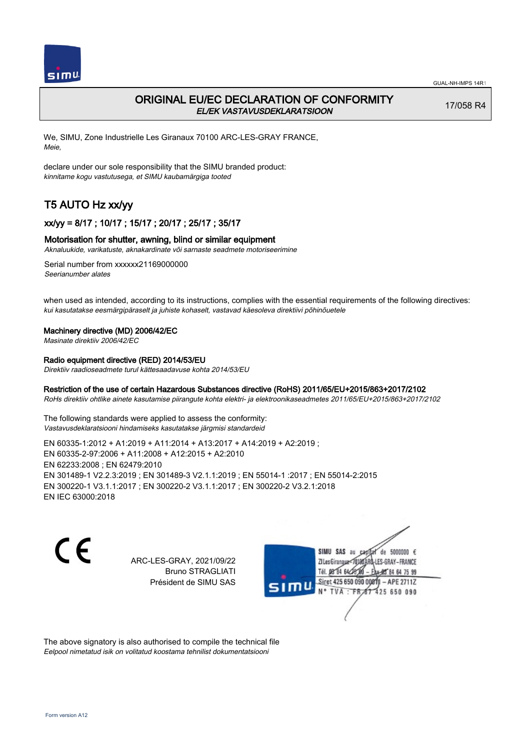GUAL-NH-IMPS 14R1

# ORIGINAL EU/EC DECLARATION OF CONFORMITY

*EL/EK VASTAVUSDEKLARATSIOON*

17/058 R4

We, SIMU, Zone Industrielle Les Giranaux 70100 ARC-LES-GRAY FRANCE,
*Meie,*

declare under our sole responsibility that the SIMU branded product:
*kinnitame kogu vastutusega, et SIMU kaubamärgiga tooted*

## T5 AUTO Hz xx/yy

### xx/yy = 8/17 ; 10/17 ; 15/17 ; 20/17 ; 25/17 ; 35/17

### Motorisation for shutter, awning, blind or similar equipment

*Aknaluukide, varikatuste, aknakardinate või sarnaste seadmete motoriseerimine*

Serial number from xxxxxx21169000000
*Seerianumber alates*

when used as intended, according to its instructions, complies with the essential requirements of the following directives:
*kui kasutatakse eesmärgipäraselt ja juhiste kohaselt, vastavad käesoleva direktiivi põhinõuetele*

**Machinery directive (MD) 2006/42/EC**
*Masinate direktiiv 2006/42/EC*

**Radio equipment directive (RED) 2014/53/EU**
*Direktiiv raadioseadmete turul kättesaadavuse kohta 2014/53/EU*

**Restriction of the use of certain Hazardous Substances directive (RoHS) 2011/65/EU+2015/863+2017/2102**
*RoHs direktiiv ohtlike ainete kasutamise piirangute kohta elektri- ja elektroonikaseadmetes 2011/65/EU+2015/863+2017/2102*

The following standards were applied to assess the conformity:
*Vastavusdeklaratsiooni hindamiseks kasutatakse järgmisi standardeid*

EN 60335-1:2012 + A1:2019 + A11:2014 + A13:2017 + A14:2019 + A2:2019 ;
EN 60335-2-97:2006 + A11:2008 + A12:2015 + A2:2010
EN 62233:2008 ; EN 62479:2010
EN 301489-1 V2.2.3:2019 ; EN 301489-3 V2.1.1:2019 ; EN 55014-1 :2017 ; EN 55014-2:2015
EN 300220-1 V3.1.1:2017 ; EN 300220-2 V3.1.1:2017 ; EN 300220-2 V3.2.1:2018
EN IEC 63000:2018

CE

ARC-LES-GRAY, 2021/09/22
Bruno STRAGLIATI
Président de SIMU SAS

SIMU SAS au capital de 5000000 €
ZI Les Giranaux 70100 ARC-LES-GRAY-FRANCE
Tél. 03 84 64 75 00 – Fax 03 84 64 75 99
Siret 425 650 090 00011 – APE 2711Z
N° TVA : FR 67 425 650 090

The above signatory is also authorised to compile the technical file
*Eelpool nimetatud isik on volitatud koostama tehnilist dokumentatsiooni*

Form version A12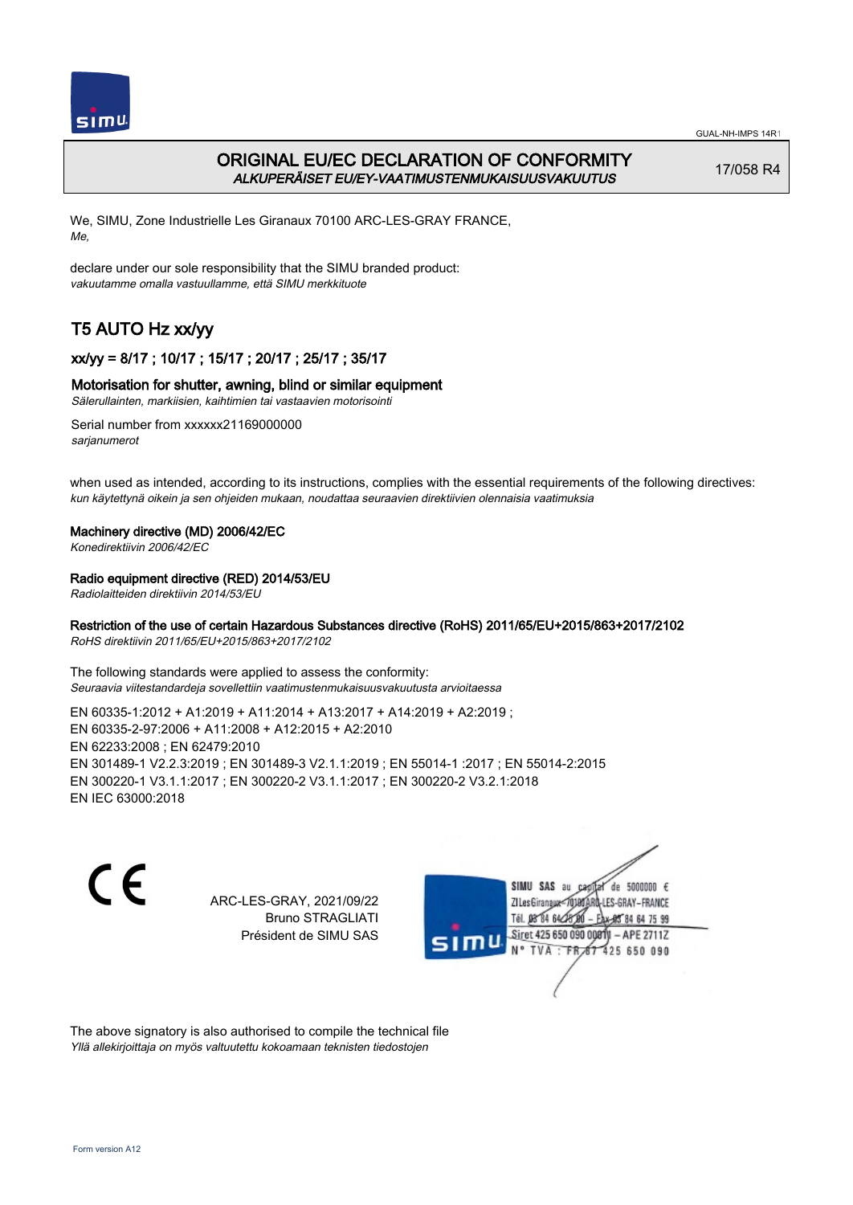GUAL-NH-IMPS 14R1

# ORIGINAL EU/EC DECLARATION OF CONFORMITY
*ALKUPERÄISET EU/EY-VAATIMUSTENMUKAISUUSVAKUUTUS*

17/058 R4

We, SIMU, Zone Industrielle Les Giranaux 70100 ARC-LES-GRAY FRANCE,
*Me,*

declare under our sole responsibility that the SIMU branded product:
*vakuutamme omalla vastuullamme, että SIMU merkkituote*

## T5 AUTO Hz xx/yy

### xx/yy = 8/17 ; 10/17 ; 15/17 ; 20/17 ; 25/17 ; 35/17

**Motorisation for shutter, awning, blind or similar equipment**
*Sälerullainten, markiisien, kaihtimien tai vastaavien motorisointi*

Serial number from xxxxxx21169000000
*sarjanumerot*

when used as intended, according to its instructions, complies with the essential requirements of the following directives:
*kun käytettynä oikein ja sen ohjeiden mukaan, noudattaa seuraavien direktiivien olennaisia vaatimuksia*

**Machinery directive (MD) 2006/42/EC**
*Konedirektiivin 2006/42/EC*

**Radio equipment directive (RED) 2014/53/EU**
*Radiolaitteiden direktiivin 2014/53/EU*

**Restriction of the use of certain Hazardous Substances directive (RoHS) 2011/65/EU+2015/863+2017/2102**
*RoHS direktiivin 2011/65/EU+2015/863+2017/2102*

The following standards were applied to assess the conformity:
*Seuraavia viitestandardeja sovellettiin vaatimustenmukaisuusvakuutusta arvioitaessa*

EN 60335-1:2012 + A1:2019 + A11:2014 + A13:2017 + A14:2019 + A2:2019 ;
EN 60335-2-97:2006 + A11:2008 + A12:2015 + A2:2010
EN 62233:2008 ; EN 62479:2010
EN 301489-1 V2.2.3:2019 ; EN 301489-3 V2.1.1:2019 ; EN 55014-1 :2017 ; EN 55014-2:2015
EN 300220-1 V3.1.1:2017 ; EN 300220-2 V3.1.1:2017 ; EN 300220-2 V3.2.1:2018
EN IEC 63000:2018

CE

ARC-LES-GRAY, 2021/09/22
Bruno STRAGLIATI
Président de SIMU SAS

SIMU SAS au capital de 5000000 €
ZI Les Giranaux 70100 ARC-LES-GRAY-FRANCE
Tél. 03 84 64 75 00 – Fax 03 84 64 75 99
Siret 425 650 090 00011 – APE 2711Z
N° TVA : FR 67 425 650 090

The above signatory is also authorised to compile the technical file
*Yllä allekirjoittaja on myös valtuutettu kokoamaan teknisten tiedostojen*

Form version A12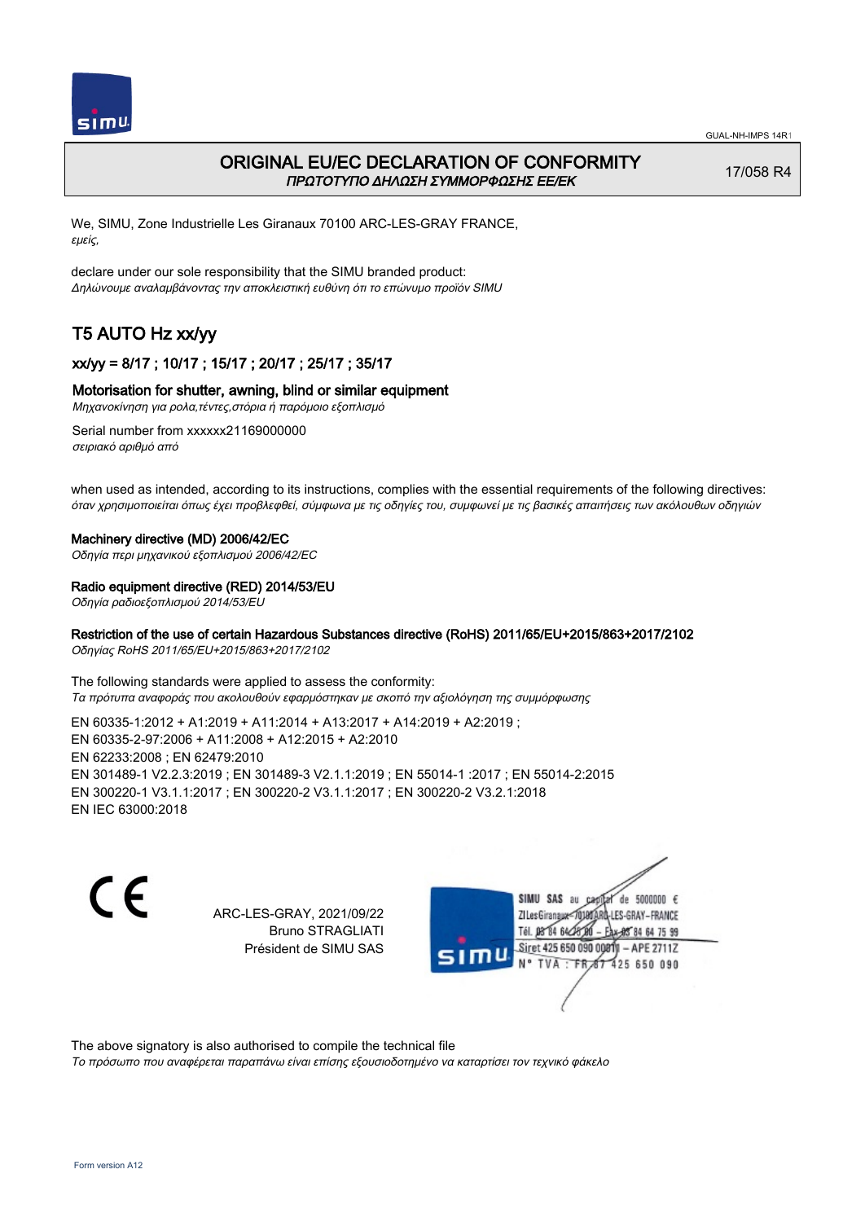# ORIGINAL EU/EC DECLARATION OF CONFORMITY
*ΠΡΩΤΟΤΥΠΟ ΔΗΛΩΣΗ ΣΥΜΜΟΡΦΩΣΗΣ ΕΕ/ΕΚ*

17/058 R4

We, SIMU, Zone Industrielle Les Giranaux 70100 ARC-LES-GRAY FRANCE,
*εμείς,*

declare under our sole responsibility that the SIMU branded product:
*Δηλώνουμε αναλαμβάνοντας την αποκλειστική ευθύνη ότι το επώνυμο προϊόν SIMU*

## T5 AUTO Hz xx/yy

### xx/yy = 8/17 ; 10/17 ; 15/17 ; 20/17 ; 25/17 ; 35/17

### Motorisation for shutter, awning, blind or similar equipment
*Μηχανοκίνηση για ρολα,τέντες,στόρια ή παρόμοιο εξοπλισμό*

Serial number from xxxxxx21169000000
*σειριακό αριθμό από*

when used as intended, according to its instructions, complies with the essential requirements of the following directives:
*όταν χρησιμοποιείται όπως έχει προβλεφθεί, σύμφωνα με τις οδηγίες του, συμφωνεί με τις βασικές απαιτήσεις των ακόλουθων οδηγιών*

**Machinery directive (MD) 2006/42/EC**
*Οδηγία περι μηχανικού εξοπλισμού 2006/42/EC*

**Radio equipment directive (RED) 2014/53/EU**
*Οδηγία ραδιοεξοπλισμού 2014/53/EU*

**Restriction of the use of certain Hazardous Substances directive (RoHS) 2011/65/EU+2015/863+2017/2102**
*Οδηγίας RoHS 2011/65/EU+2015/863+2017/2102*

The following standards were applied to assess the conformity:
*Τα πρότυπα αναφοράς που ακολουθούν εφαρμόστηκαν με σκοπό την αξιολόγηση της συμμόρφωσης*

EN 60335-1:2012 + A1:2019 + A11:2014 + A13:2017 + A14:2019 + A2:2019 ;
EN 60335-2-97:2006 + A11:2008 + A12:2015 + A2:2010
EN 62233:2008 ; EN 62479:2010
EN 301489-1 V2.2.3:2019 ; EN 301489-3 V2.1.1:2019 ; EN 55014-1 :2017 ; EN 55014-2:2015
EN 300220-1 V3.1.1:2017 ; EN 300220-2 V3.1.1:2017 ; EN 300220-2 V3.2.1:2018
EN IEC 63000:2018

CE

ARC-LES-GRAY, 2021/09/22
Bruno STRAGLIATI
Président de SIMU SAS

SIMU SAS au capital de 5000000 €
ZI Les Giranaux 70100 ARC-LES-GRAY-FRANCE
Tél. 03 84 64 28 00 – Fax 03 84 64 75 99
Siret 425 650 090 00011 – APE 2711Z
N° TVA : FR 67 425 650 090

The above signatory is also authorised to compile the technical file
*Το πρόσωπο που αναφέρεται παραπάνω είναι επίσης εξουσιοδοτημένο να καταρτίσει τον τεχνικό φάκελο*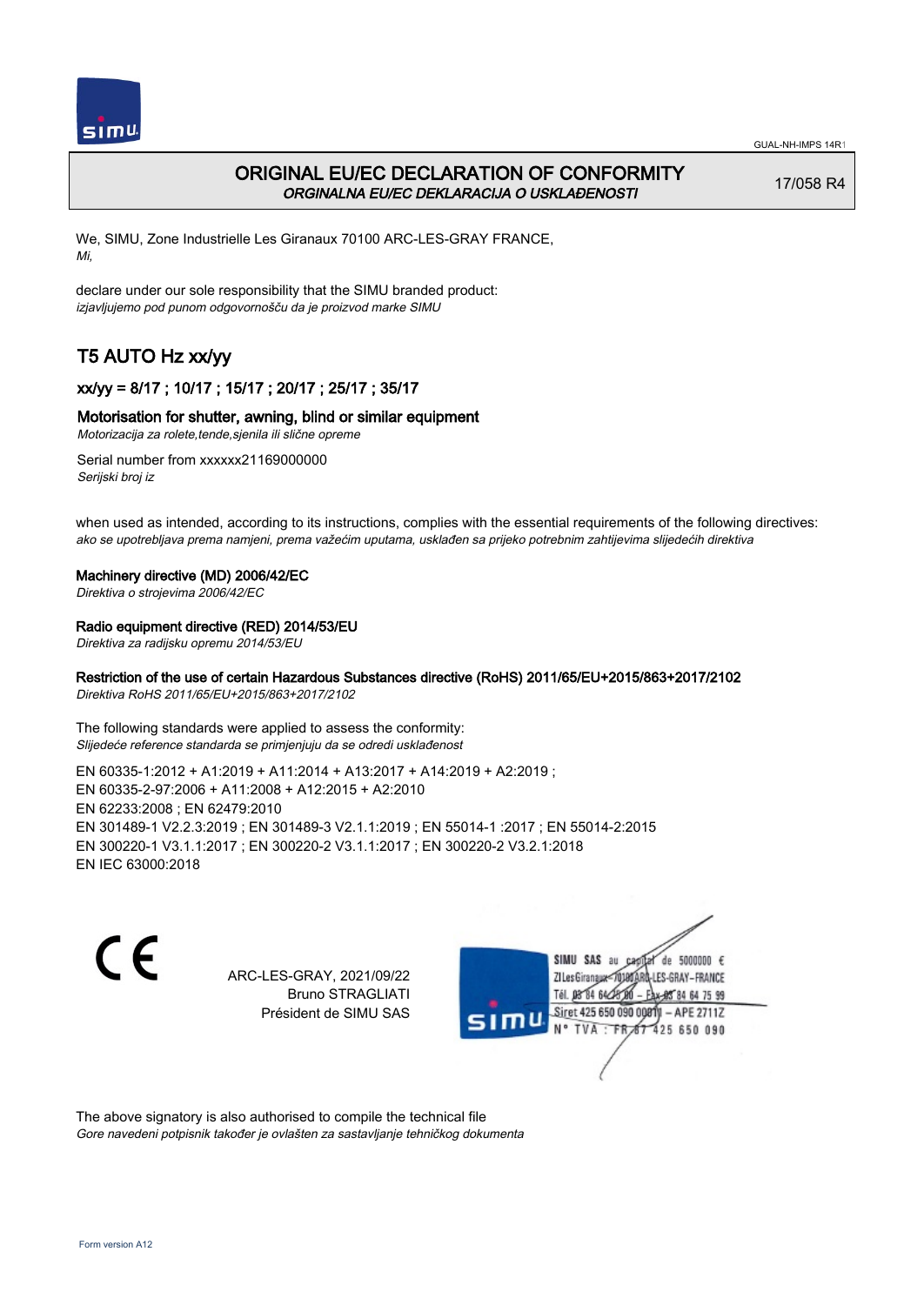GUAL-NH-IMPS 14R1

# ORIGINAL EU/EC DECLARATION OF CONFORMITY
*ORGINALNA EU/EC DEKLARACIJA O USKLAĐENOSTI*

17/058 R4

We, SIMU, Zone Industrielle Les Giranaux 70100 ARC-LES-GRAY FRANCE,
*Mi,*

declare under our sole responsibility that the SIMU branded product:
*izjavljujemo pod punom odgovornošču da je proizvod marke SIMU*

## T5 AUTO Hz xx/yy

### xx/yy = 8/17 ; 10/17 ; 15/17 ; 20/17 ; 25/17 ; 35/17

### Motorisation for shutter, awning, blind or similar equipment
*Motorizacija za rolete,tende,sjenila ili slične opreme*

Serial number from xxxxxx21169000000
*Serijski broj iz*

when used as intended, according to its instructions, complies with the essential requirements of the following directives:
*ako se upotrebljava prema namjeni, prema važećim uputama, usklađen sa prijeko potrebnim zahtijevima slijedećih direktiva*

**Machinery directive (MD) 2006/42/EC**
*Direktiva o strojevima 2006/42/EC*

**Radio equipment directive (RED) 2014/53/EU**
*Direktiva za radijsku opremu 2014/53/EU*

**Restriction of the use of certain Hazardous Substances directive (RoHS) 2011/65/EU+2015/863+2017/2102**
*Direktiva RoHS 2011/65/EU+2015/863+2017/2102*

The following standards were applied to assess the conformity:
*Slijedeće reference standarda se primjenjuju da se odredi usklađenost*

EN 60335-1:2012 + A1:2019 + A11:2014 + A13:2017 + A14:2019 + A2:2019 ;
EN 60335-2-97:2006 + A11:2008 + A12:2015 + A2:2010
EN 62233:2008 ; EN 62479:2010
EN 301489-1 V2.2.3:2019 ; EN 301489-3 V2.1.1:2019 ; EN 55014-1 :2017 ; EN 55014-2:2015
EN 300220-1 V3.1.1:2017 ; EN 300220-2 V3.1.1:2017 ; EN 300220-2 V3.2.1:2018
EN IEC 63000:2018

ARC-LES-GRAY, 2021/09/22
Bruno STRAGLIATI
Président de SIMU SAS

SIMU SAS au capital de 5000000 €
ZI Les Giranaux 70100 ARC-LES-GRAY-FRANCE
Tél. 03 84 64 75 00 – Fax 03 84 64 75 99
Siret 425 650 090 00011 – APE 2711Z
N° TVA : FR 67 425 650 090

The above signatory is also authorised to compile the technical file
*Gore navedeni potpisnik također je ovlašten za sastavljanje tehničkog dokumenta*

Form version A12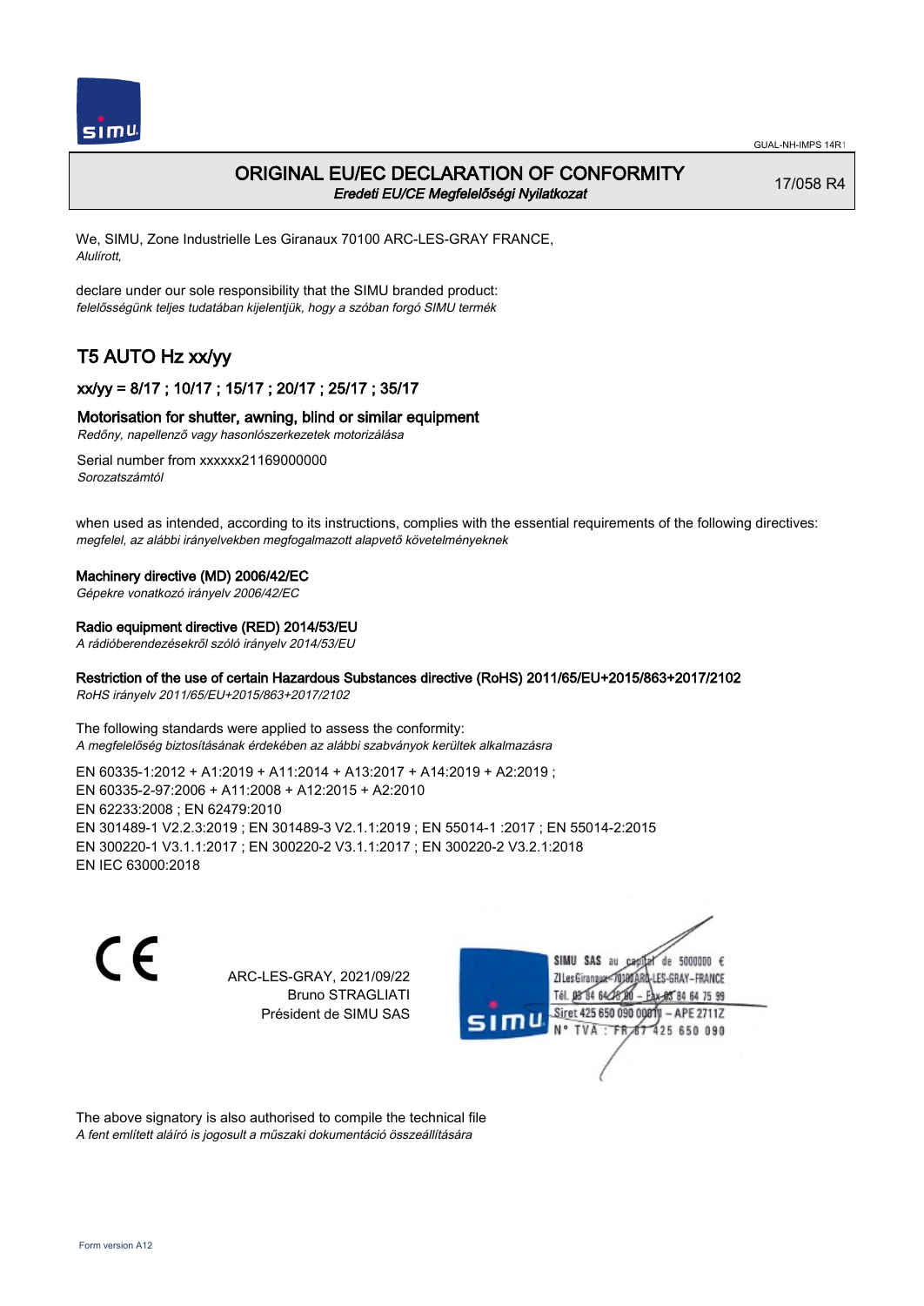# ORIGINAL EU/EC DECLARATION OF CONFORMITY
*Eredeti EU/CE Megfelelőségi Nyilatkozat*

17/058 R4

We, SIMU, Zone Industrielle Les Giranaux 70100 ARC-LES-GRAY FRANCE,
*Alulírott,*

declare under our sole responsibility that the SIMU branded product:
*felelősségünk teljes tudatában kijelentjük, hogy a szóban forgó SIMU termék*

## T5 AUTO Hz xx/yy

### xx/yy = 8/17 ; 10/17 ; 15/17 ; 20/17 ; 25/17 ; 35/17

**Motorisation for shutter, awning, blind or similar equipment**
*Redőny, napellenző vagy hasonlószerkezetek motorizálása*

Serial number from xxxxxx21169000000
*Sorozatszámtól*

when used as intended, according to its instructions, complies with the essential requirements of the following directives:
*megfelel, az alábbi irányelvekben megfogalmazott alapvető követelményeknek*

**Machinery directive (MD) 2006/42/EC**
*Gépekre vonatkozó irányelv 2006/42/EC*

**Radio equipment directive (RED) 2014/53/EU**
*A rádióberendezésekről szóló irányelv 2014/53/EU*

**Restriction of the use of certain Hazardous Substances directive (RoHS) 2011/65/EU+2015/863+2017/2102**
*RoHS irányelv 2011/65/EU+2015/863+2017/2102*

The following standards were applied to assess the conformity:
*A megfelelőség biztosításának érdekében az alábbi szabványok kerültek alkalmazásra*

EN 60335-1:2012 + A1:2019 + A11:2014 + A13:2017 + A14:2019 + A2:2019 ;
EN 60335-2-97:2006 + A11:2008 + A12:2015 + A2:2010
EN 62233:2008 ; EN 62479:2010
EN 301489-1 V2.2.3:2019 ; EN 301489-3 V2.1.1:2019 ; EN 55014-1 :2017 ; EN 55014-2:2015
EN 300220-1 V3.1.1:2017 ; EN 300220-2 V3.1.1:2017 ; EN 300220-2 V3.2.1:2018
EN IEC 63000:2018

ARC-LES-GRAY, 2021/09/22
Bruno STRAGLIATI
Président de SIMU SAS

SIMU SAS au capital de 5000000 €
ZI Les Giranaux 70100 ARC-LES-GRAY-FRANCE
Tél. 03 84 64 75 00 – Fax 03 84 64 75 99
Siret 425 650 090 00011 – APE 2711Z
N° TVA : FR 67 425 650 090

The above signatory is also authorised to compile the technical file
*A fent említett aláíró is jogosult a műszaki dokumentáció összeállítására*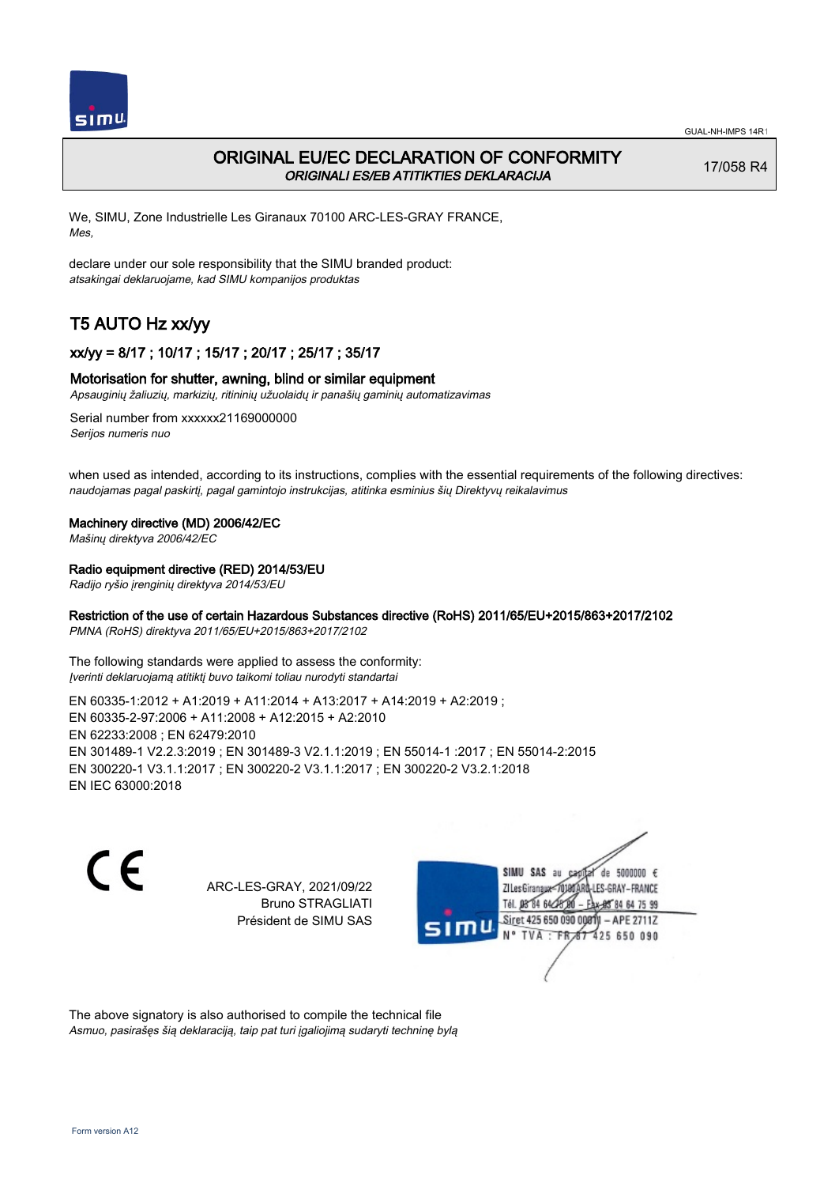GUAL-NH-IMPS 14R1

# ORIGINAL EU/EC DECLARATION OF CONFORMITY
*ORIGINALI ES/EB ATITIKTIES DEKLARACIJA*

17/058 R4

We, SIMU, Zone Industrielle Les Giranaux 70100 ARC-LES-GRAY FRANCE,
*Mes,*

declare under our sole responsibility that the SIMU branded product:
*atsakingai deklaruojame, kad SIMU kompanijos produktas*

## T5 AUTO Hz xx/yy

### xx/yy = 8/17 ; 10/17 ; 15/17 ; 20/17 ; 25/17 ; 35/17

### Motorisation for shutter, awning, blind or similar equipment
*Apsauginių žaliuzių, markizių, ritininių užuolaidų ir panašių gaminių automatizavimas*

Serial number from xxxxxx21169000000
*Serijos numeris nuo*

when used as intended, according to its instructions, complies with the essential requirements of the following directives:
*naudojamas pagal paskirtį, pagal gamintojo instrukcijas, atitinka esminius šių Direktyvų reikalavimus*

**Machinery directive (MD) 2006/42/EC**
*Mašinų direktyva 2006/42/EC*

**Radio equipment directive (RED) 2014/53/EU**
*Radijo ryšio įrenginių direktyva 2014/53/EU*

**Restriction of the use of certain Hazardous Substances directive (RoHS) 2011/65/EU+2015/863+2017/2102**
*PMNA (RoHS) direktyva 2011/65/EU+2015/863+2017/2102*

The following standards were applied to assess the conformity:
*Įverinti deklaruojamą atitiktį buvo taikomi toliau nurodyti standartai*

EN 60335-1:2012 + A1:2019 + A11:2014 + A13:2017 + A14:2019 + A2:2019 ;
EN 60335-2-97:2006 + A11:2008 + A12:2015 + A2:2010
EN 62233:2008 ; EN 62479:2010
EN 301489-1 V2.2.3:2019 ; EN 301489-3 V2.1.1:2019 ; EN 55014-1 :2017 ; EN 55014-2:2015
EN 300220-1 V3.1.1:2017 ; EN 300220-2 V3.1.1:2017 ; EN 300220-2 V3.2.1:2018
EN IEC 63000:2018

CE

ARC-LES-GRAY, 2021/09/22
Bruno STRAGLIATI
Président de SIMU SAS

SIMU SAS au capital de 5000000 €
ZI Les Giranaux 70100 ARC-LES-GRAY-FRANCE
Tél. 03 84 64 75 00 – Fax 03 84 64 75 99
Siret 425 650 090 00011 – APE 2711Z
N° TVA : FR 67 425 650 090

The above signatory is also authorised to compile the technical file
*Asmuo, pasirašęs šią deklaraciją, taip pat turi įgaliojimą sudaryti techninę bylą*

Form version A12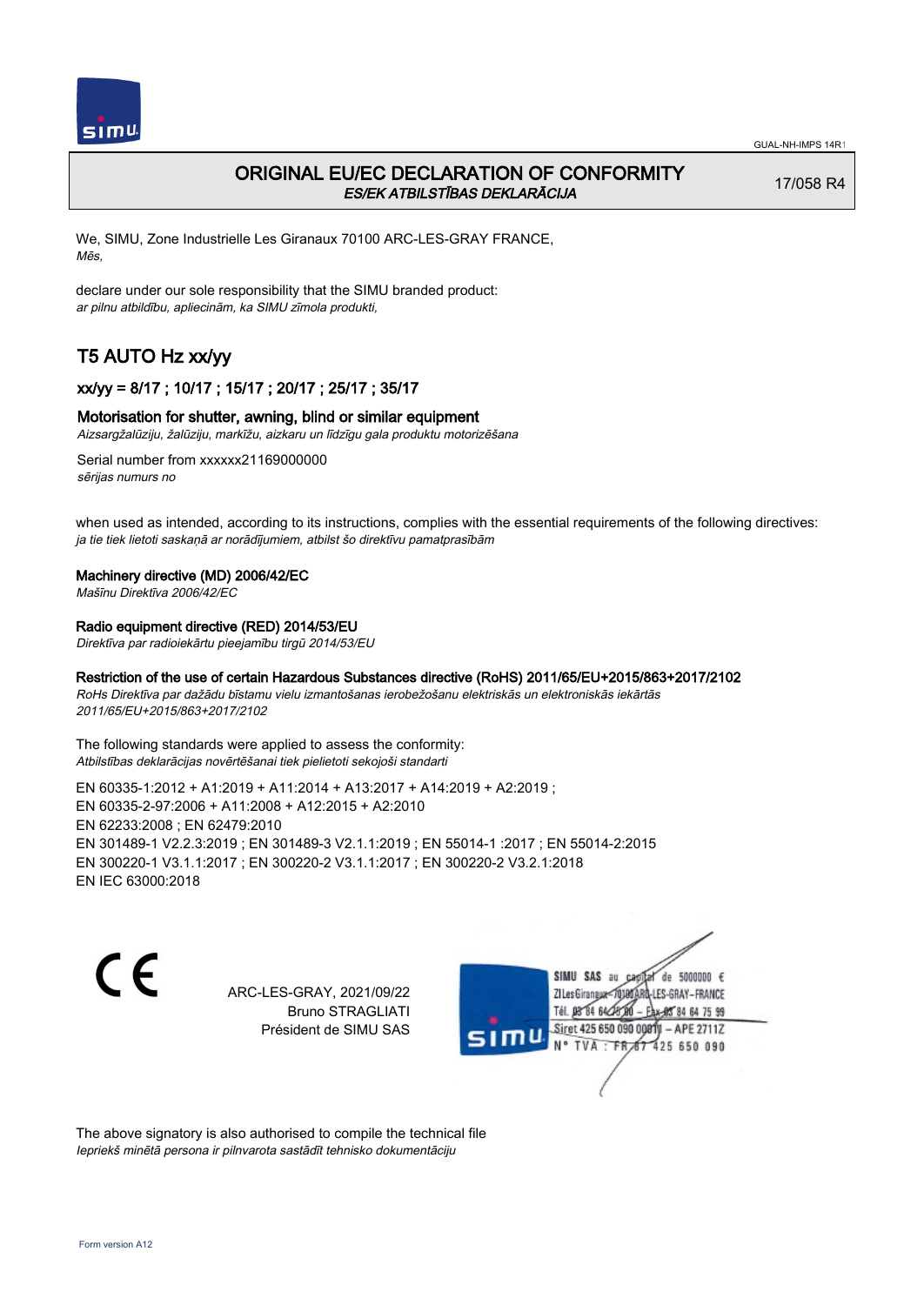# ORIGINAL EU/EC DECLARATION OF CONFORMITY

*ES/EK ATBILSTĪBAS DEKLARĀCIJA*

17/058 R4

We, SIMU, Zone Industrielle Les Giranaux 70100 ARC-LES-GRAY FRANCE,
*Mēs,*

declare under our sole responsibility that the SIMU branded product:
*ar pilnu atbildību, apliecinām, ka SIMU zīmola produkti,*

## T5 AUTO Hz xx/yy

### xx/yy = 8/17 ; 10/17 ; 15/17 ; 20/17 ; 25/17 ; 35/17

**Motorisation for shutter, awning, blind or similar equipment**
*Aizsargžalūziju, žalūziju, markīžu, aizkaru un līdzīgu gala produktu motorizēšana*

Serial number from xxxxxx21169000000
*sērijas numurs no*

when used as intended, according to its instructions, complies with the essential requirements of the following directives:
*ja tie tiek lietoti saskaņā ar norādījumiem, atbilst šo direktīvu pamatprasībām*

**Machinery directive (MD) 2006/42/EC**
*Mašīnu Direktīva 2006/42/EC*

**Radio equipment directive (RED) 2014/53/EU**
*Direktīva par radioiekārtu pieejamību tirgū 2014/53/EU*

**Restriction of the use of certain Hazardous Substances directive (RoHS) 2011/65/EU+2015/863+2017/2102**
*RoHs Direktīva par dažādu bīstamu vielu izmantošanas ierobežošanu elektriskās un elektroniskās iekārtās 2011/65/EU+2015/863+2017/2102*

The following standards were applied to assess the conformity:
*Atbilstības deklarācijas novērtēšanai tiek pielietoti sekojoši standarti*

EN 60335-1:2012 + A1:2019 + A11:2014 + A13:2017 + A14:2019 + A2:2019 ;
EN 60335-2-97:2006 + A11:2008 + A12:2015 + A2:2010
EN 62233:2008 ; EN 62479:2010
EN 301489-1 V2.2.3:2019 ; EN 301489-3 V2.1.1:2019 ; EN 55014-1 :2017 ; EN 55014-2:2015
EN 300220-1 V3.1.1:2017 ; EN 300220-2 V3.1.1:2017 ; EN 300220-2 V3.2.1:2018
EN IEC 63000:2018

CE

ARC-LES-GRAY, 2021/09/22
Bruno STRAGLIATI
Président de SIMU SAS

SIMU SAS au capital de 5000000 €
ZI Les Giranaux 70100 ARC-LES-GRAY-FRANCE
Tél. 03 84 64 75 00 – Fax 03 84 64 75 99
Siret 425 650 090 00011 – APE 2711Z
N° TVA : FR 87 425 650 090

The above signatory is also authorised to compile the technical file
*Iepriekš minētā persona ir pilnvarota sastādīt tehnisko dokumentāciju*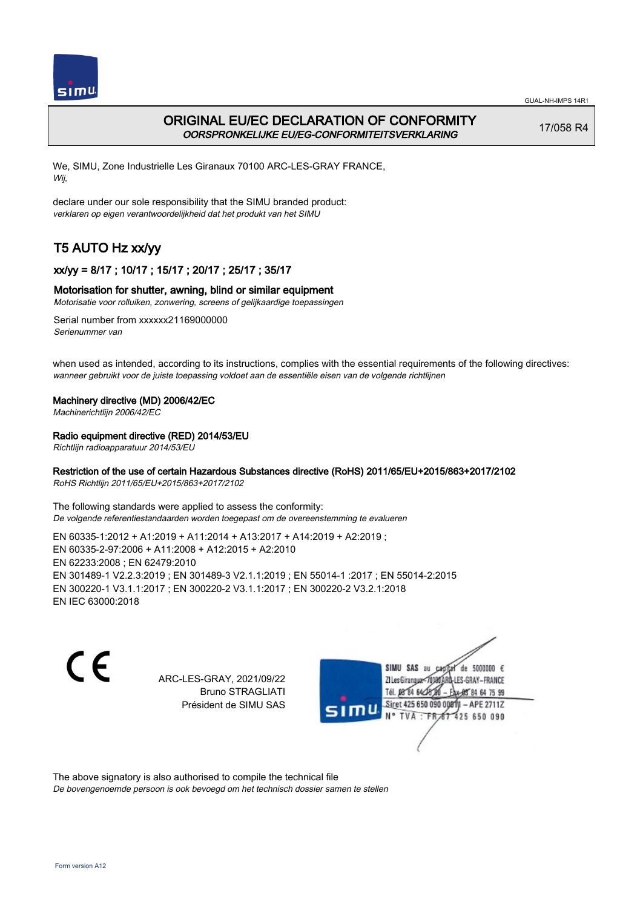GUAL-NH-IMPS 14R1

# ORIGINAL EU/EC DECLARATION OF CONFORMITY
*OORSPRONKELIJKE EU/EG-CONFORMITEITSVERKLARING*

17/058 R4

We, SIMU, Zone Industrielle Les Giranaux 70100 ARC-LES-GRAY FRANCE,
*Wij,*

declare under our sole responsibility that the SIMU branded product:
*verklaren op eigen verantwoordelijkheid dat het produkt van het SIMU*

## T5 AUTO Hz xx/yy

### xx/yy = 8/17 ; 10/17 ; 15/17 ; 20/17 ; 25/17 ; 35/17

### Motorisation for shutter, awning, blind or similar equipment
*Motorisatie voor rolluiken, zonwering, screens of gelijkaardige toepassingen*

Serial number from xxxxxx21169000000
*Serienummer van*

when used as intended, according to its instructions, complies with the essential requirements of the following directives:
*wanneer gebruikt voor de juiste toepassing voldoet aan de essentiële eisen van de volgende richtlijnen*

**Machinery directive (MD) 2006/42/EC**
*Machinerichtlijn 2006/42/EC*

**Radio equipment directive (RED) 2014/53/EU**
*Richtlijn radioapparatuur 2014/53/EU*

**Restriction of the use of certain Hazardous Substances directive (RoHS) 2011/65/EU+2015/863+2017/2102**
*RoHS Richtlijn 2011/65/EU+2015/863+2017/2102*

The following standards were applied to assess the conformity:
*De volgende referentiestandaarden worden toegepast om de overeenstemming te evalueren*

EN 60335-1:2012 + A1:2019 + A11:2014 + A13:2017 + A14:2019 + A2:2019 ;
EN 60335-2-97:2006 + A11:2008 + A12:2015 + A2:2010
EN 62233:2008 ; EN 62479:2010
EN 301489-1 V2.2.3:2019 ; EN 301489-3 V2.1.1:2019 ; EN 55014-1 :2017 ; EN 55014-2:2015
EN 300220-1 V3.1.1:2017 ; EN 300220-2 V3.1.1:2017 ; EN 300220-2 V3.2.1:2018
EN IEC 63000:2018

CE

ARC-LES-GRAY, 2021/09/22
Bruno STRAGLIATI
Président de SIMU SAS

SIMU SAS au capital de 5000000 €
ZI Les Giranaux 70100 ARC-LES-GRAY-FRANCE
Tél. 03 84 64 75 00 – Fax 03 84 64 75 99
Siret 425 650 090 00011 – APE 2711Z
N° TVA : FR 67 425 650 090

The above signatory is also authorised to compile the technical file
*De bovengenoemde persoon is ook bevoegd om het technisch dossier samen te stellen*

Form version A12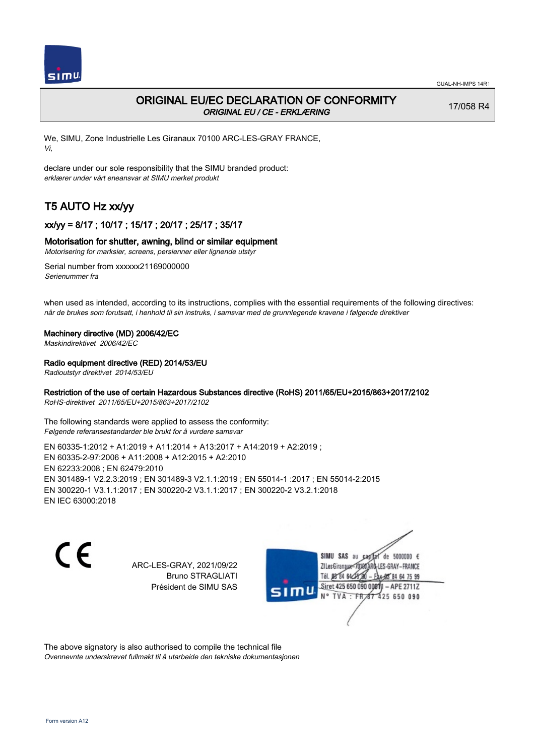GUAL-NH-IMPS 14R1

# ORIGINAL EU/EC DECLARATION OF CONFORMITY

*ORIGINAL EU / CE - ERKLÆRING*

17/058 R4

We, SIMU, Zone Industrielle Les Giranaux 70100 ARC-LES-GRAY FRANCE,
*Vi,*

declare under our sole responsibility that the SIMU branded product:
*erklærer under vårt eneansvar at SIMU merket produkt*

## T5 AUTO Hz xx/yy

### xx/yy = 8/17 ; 10/17 ; 15/17 ; 20/17 ; 25/17 ; 35/17

### Motorisation for shutter, awning, blind or similar equipment

*Motorisering for marksier, screens, persienner eller lignende utstyr*

Serial number from xxxxxx21169000000
*Serienummer fra*

when used as intended, according to its instructions, complies with the essential requirements of the following directives:
*når de brukes som forutsatt, i henhold til sin instruks, i samsvar med de grunnlegende kravene i følgende direktiver*

**Machinery directive (MD) 2006/42/EC**
*Maskindirektivet 2006/42/EC*

**Radio equipment directive (RED) 2014/53/EU**
*Radioutstyr direktivet 2014/53/EU*

**Restriction of the use of certain Hazardous Substances directive (RoHS) 2011/65/EU+2015/863+2017/2102**
*RoHS-direktivet 2011/65/EU+2015/863+2017/2102*

The following standards were applied to assess the conformity:
*Følgende referansestandarder ble brukt for å vurdere samsvar*

EN 60335-1:2012 + A1:2019 + A11:2014 + A13:2017 + A14:2019 + A2:2019 ;
EN 60335-2-97:2006 + A11:2008 + A12:2015 + A2:2010
EN 62233:2008 ; EN 62479:2010
EN 301489-1 V2.2.3:2019 ; EN 301489-3 V2.1.1:2019 ; EN 55014-1 :2017 ; EN 55014-2:2015
EN 300220-1 V3.1.1:2017 ; EN 300220-2 V3.1.1:2017 ; EN 300220-2 V3.2.1:2018
EN IEC 63000:2018

CE

ARC-LES-GRAY, 2021/09/22
Bruno STRAGLIATI
Président de SIMU SAS

SIMU SAS au capital de 5000000 €
ZI Les Giranaux 70100 ARC-LES-GRAY-FRANCE
Tél. 03 84 64 75 00 – Fax 03 84 64 75 99
Siret 425 650 090 00011 – APE 2711Z
N° TVA : FR 67 425 650 090

The above signatory is also authorised to compile the technical file
*Ovennevnte underskrevet fullmakt til å utarbeide den tekniske dokumentasjonen*

Form version A12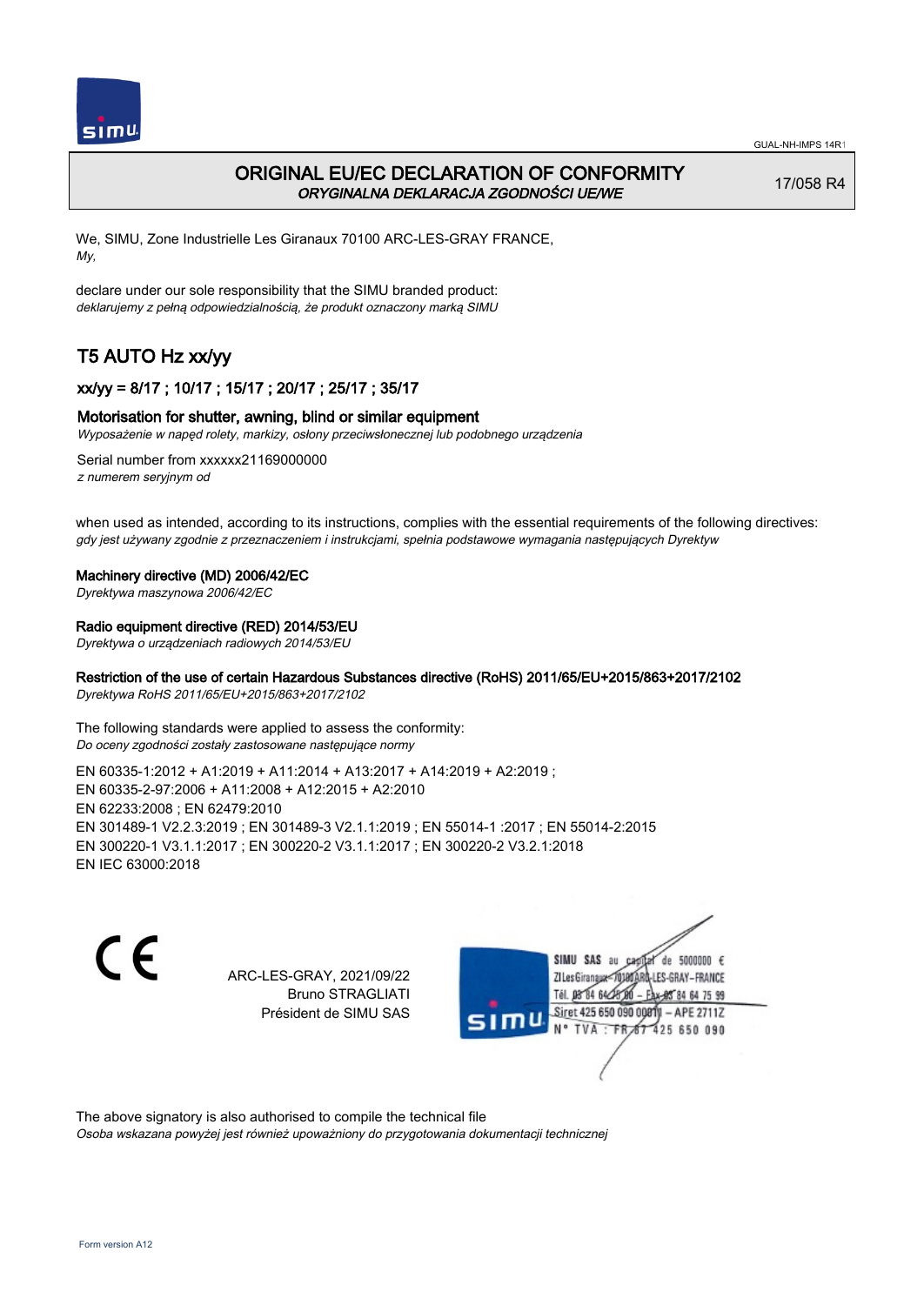GUAL-NH-IMPS 14R1

# ORIGINAL EU/EC DECLARATION OF CONFORMITY

*ORYGINALNA DEKLARACJA ZGODNOŚCI UE/WE*

17/058 R4

We, SIMU, Zone Industrielle Les Giranaux 70100 ARC-LES-GRAY FRANCE,
*My,*

declare under our sole responsibility that the SIMU branded product:
*deklarujemy z pełną odpowiedzialnością, że produkt oznaczony marką SIMU*

## T5 AUTO Hz xx/yy

### xx/yy = 8/17 ; 10/17 ; 15/17 ; 20/17 ; 25/17 ; 35/17

### Motorisation for shutter, awning, blind or similar equipment

*Wyposażenie w napęd rolety, markizy, osłony przeciwsłonecznej lub podobnego urządzenia*

Serial number from xxxxxx21169000000
*z numerem seryjnym od*

when used as intended, according to its instructions, complies with the essential requirements of the following directives:
*gdy jest używany zgodnie z przeznaczeniem i instrukcjami, spełnia podstawowe wymagania następujących Dyrektyw*

**Machinery directive (MD) 2006/42/EC**
*Dyrektywa maszynowa 2006/42/EC*

**Radio equipment directive (RED) 2014/53/EU**
*Dyrektywa o urządzeniach radiowych 2014/53/EU*

**Restriction of the use of certain Hazardous Substances directive (RoHS) 2011/65/EU+2015/863+2017/2102**
*Dyrektywa RoHS 2011/65/EU+2015/863+2017/2102*

The following standards were applied to assess the conformity:
*Do oceny zgodności zostały zastosowane następujące normy*

EN 60335-1:2012 + A1:2019 + A11:2014 + A13:2017 + A14:2019 + A2:2019 ;
EN 60335-2-97:2006 + A11:2008 + A12:2015 + A2:2010
EN 62233:2008 ; EN 62479:2010
EN 301489-1 V2.2.3:2019 ; EN 301489-3 V2.1.1:2019 ; EN 55014-1 :2017 ; EN 55014-2:2015
EN 300220-1 V3.1.1:2017 ; EN 300220-2 V3.1.1:2017 ; EN 300220-2 V3.2.1:2018
EN IEC 63000:2018

CE

ARC-LES-GRAY, 2021/09/22
Bruno STRAGLIATI
Président de SIMU SAS

SIMU SAS au capital de 5000000 €
ZI Les Giranaux 70100 ARC-LES-GRAY-FRANCE
Tél. 03 84 64 75 00 – Fax 03 84 64 75 99
Siret 425 650 090 00011 – APE 2711Z
N° TVA : FR 67 425 650 090

The above signatory is also authorised to compile the technical file
*Osoba wskazana powyżej jest również upoważniony do przygotowania dokumentacji technicznej*

Form version A12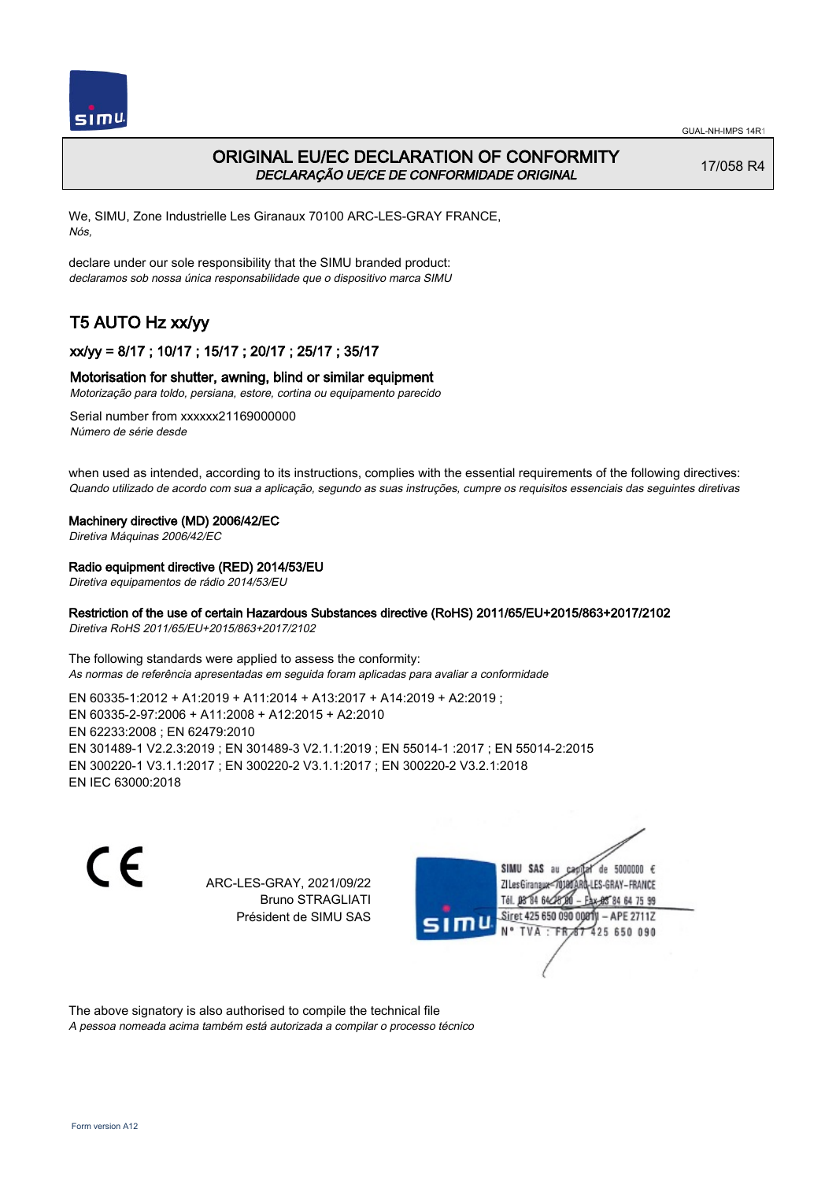GUAL-NH-IMPS 14R1

# ORIGINAL EU/EC DECLARATION OF CONFORMITY
*DECLARAÇÃO UE/CE DE CONFORMIDADE ORIGINAL*

17/058 R4

We, SIMU, Zone Industrielle Les Giranaux 70100 ARC-LES-GRAY FRANCE,
*Nós,*

declare under our sole responsibility that the SIMU branded product:
*declaramos sob nossa única responsabilidade que o dispositivo marca SIMU*

## T5 AUTO Hz xx/yy

### xx/yy = 8/17 ; 10/17 ; 15/17 ; 20/17 ; 25/17 ; 35/17

### Motorisation for shutter, awning, blind or similar equipment
*Motorização para toldo, persiana, estore, cortina ou equipamento parecido*

Serial number from xxxxxx21169000000
*Número de série desde*

when used as intended, according to its instructions, complies with the essential requirements of the following directives:
*Quando utilizado de acordo com sua a aplicação, segundo as suas instruções, cumpre os requisitos essenciais das seguintes diretivas*

**Machinery directive (MD) 2006/42/EC**
*Diretiva Máquinas 2006/42/EC*

**Radio equipment directive (RED) 2014/53/EU**
*Diretiva equipamentos de rádio 2014/53/EU*

**Restriction of the use of certain Hazardous Substances directive (RoHS) 2011/65/EU+2015/863+2017/2102**
*Diretiva RoHS 2011/65/EU+2015/863+2017/2102*

The following standards were applied to assess the conformity:
*As normas de referência apresentadas em seguida foram aplicadas para avaliar a conformidade*

EN 60335-1:2012 + A1:2019 + A11:2014 + A13:2017 + A14:2019 + A2:2019 ;
EN 60335-2-97:2006 + A11:2008 + A12:2015 + A2:2010
EN 62233:2008 ; EN 62479:2010
EN 301489-1 V2.2.3:2019 ; EN 301489-3 V2.1.1:2019 ; EN 55014-1 :2017 ; EN 55014-2:2015
EN 300220-1 V3.1.1:2017 ; EN 300220-2 V3.1.1:2017 ; EN 300220-2 V3.2.1:2018
EN IEC 63000:2018

CE

ARC-LES-GRAY, 2021/09/22
Bruno STRAGLIATI
Président de SIMU SAS

SIMU SAS au capital de 5000000 €
ZI Les Giranaux 70100 ARC-LES-GRAY-FRANCE
Tél. 03 84 64 75 00 – Fax 03 84 64 75 99
Siret 425 650 090 00011 – APE 2711Z
N° TVA : FR 67 425 650 090

The above signatory is also authorised to compile the technical file
*A pessoa nomeada acima também está autorizada a compilar o processo técnico*

Form version A12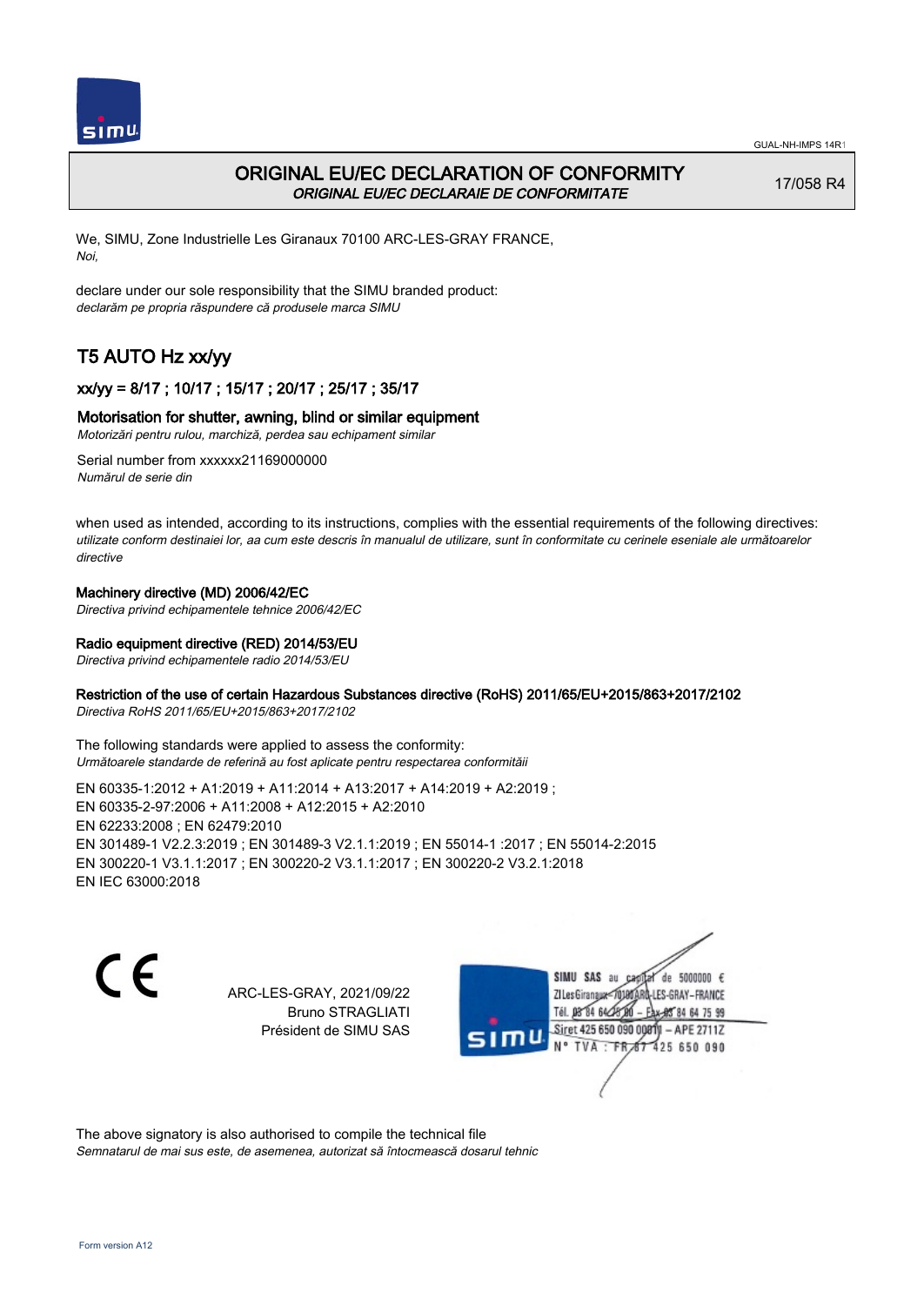# ORIGINAL EU/EC DECLARATION OF CONFORMITY

*ORIGINAL EU/EC DECLARAIE DE CONFORMITATE*

17/058 R4

We, SIMU, Zone Industrielle Les Giranaux 70100 ARC-LES-GRAY FRANCE,
*Noi,*

declare under our sole responsibility that the SIMU branded product:
*declarăm pe propria răspundere că produsele marca SIMU*

## T5 AUTO Hz xx/yy

### xx/yy = 8/17 ; 10/17 ; 15/17 ; 20/17 ; 25/17 ; 35/17

### Motorisation for shutter, awning, blind or similar equipment

*Motorizări pentru rulou, marchiză, perdea sau echipament similar*

Serial number from xxxxxx21169000000
*Numărul de serie din*

when used as intended, according to its instructions, complies with the essential requirements of the following directives:
*utilizate conform destinaiei lor, aa cum este descris în manualul de utilizare, sunt în conformitate cu cerinele eseniale ale următoarelor directive*

**Machinery directive (MD) 2006/42/EC**
*Directiva privind echipamentele tehnice 2006/42/EC*

**Radio equipment directive (RED) 2014/53/EU**
*Directiva privind echipamentele radio 2014/53/EU*

**Restriction of the use of certain Hazardous Substances directive (RoHS) 2011/65/EU+2015/863+2017/2102**
*Directiva RoHS 2011/65/EU+2015/863+2017/2102*

The following standards were applied to assess the conformity:
*Următoarele standarde de referină au fost aplicate pentru respectarea conformităii*

EN 60335-1:2012 + A1:2019 + A11:2014 + A13:2017 + A14:2019 + A2:2019 ;
EN 60335-2-97:2006 + A11:2008 + A12:2015 + A2:2010
EN 62233:2008 ; EN 62479:2010
EN 301489-1 V2.2.3:2019 ; EN 301489-3 V2.1.1:2019 ; EN 55014-1 :2017 ; EN 55014-2:2015
EN 300220-1 V3.1.1:2017 ; EN 300220-2 V3.1.1:2017 ; EN 300220-2 V3.2.1:2018
EN IEC 63000:2018

CE

ARC-LES-GRAY, 2021/09/22
Bruno STRAGLIATI
Président de SIMU SAS

SIMU SAS au capital de 5000000 €
ZI Les Giranaux 70100 ARC-LES-GRAY-FRANCE
Tél. 03 84 64 75 00 – Fax 03 84 64 75 99
Siret 425 650 090 00011 – APE 2711Z
N° TVA : FR 87 425 650 090

The above signatory is also authorised to compile the technical file
*Semnatarul de mai sus este, de asemenea, autorizat să întocmească dosarul tehnic*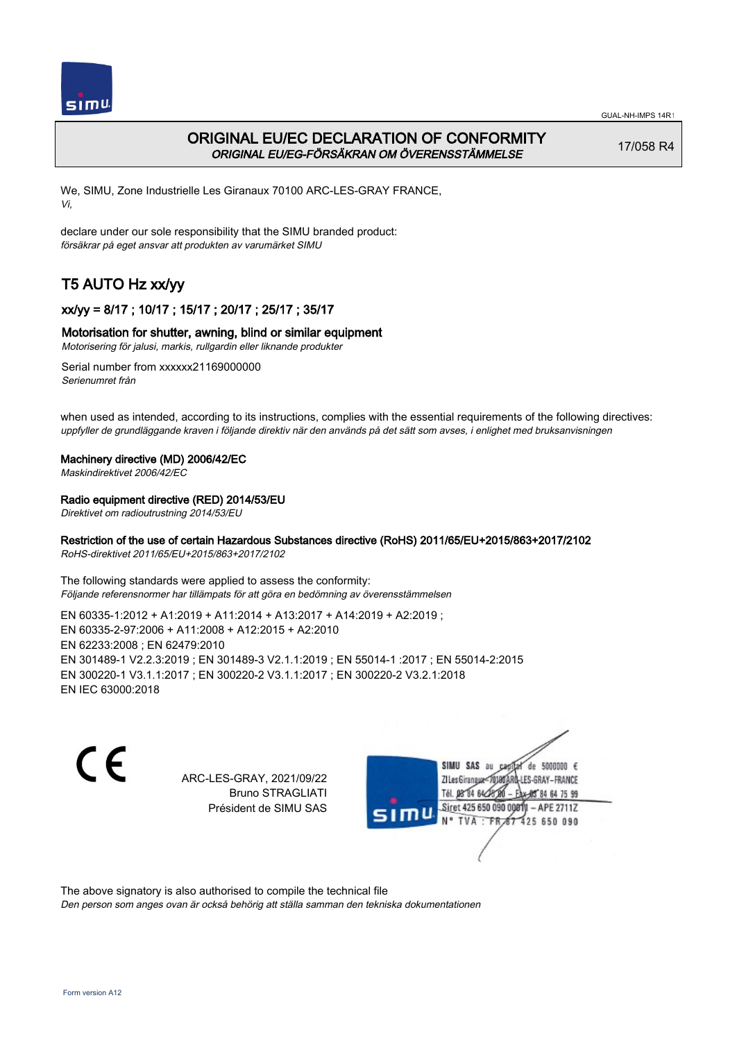GUAL-NH-IMPS 14R1

# ORIGINAL EU/EC DECLARATION OF CONFORMITY

*ORIGINAL EU/EG-FÖRSÄKRAN OM ÖVERENSSTÄMMELSE*

17/058 R4

We, SIMU, Zone Industrielle Les Giranaux 70100 ARC-LES-GRAY FRANCE,
*Vi,*

declare under our sole responsibility that the SIMU branded product:
*försäkrar på eget ansvar att produkten av varumärket SIMU*

## T5 AUTO Hz xx/yy

### xx/yy = 8/17 ; 10/17 ; 15/17 ; 20/17 ; 25/17 ; 35/17

### Motorisation for shutter, awning, blind or similar equipment

*Motorisering för jalusi, markis, rullgardin eller liknande produkter*

Serial number from xxxxxx21169000000
*Serienumret från*

when used as intended, according to its instructions, complies with the essential requirements of the following directives:
*uppfyller de grundläggande kraven i följande direktiv när den används på det sätt som avses, i enlighet med bruksanvisningen*

**Machinery directive (MD) 2006/42/EC**
*Maskindirektivet 2006/42/EC*

**Radio equipment directive (RED) 2014/53/EU**
*Direktivet om radioutrustning 2014/53/EU*

**Restriction of the use of certain Hazardous Substances directive (RoHS) 2011/65/EU+2015/863+2017/2102**
*RoHS-direktivet 2011/65/EU+2015/863+2017/2102*

The following standards were applied to assess the conformity:
*Följande referensnormer har tillämpats för att göra en bedömning av överensstämmelsen*

EN 60335-1:2012 + A1:2019 + A11:2014 + A13:2017 + A14:2019 + A2:2019 ;
EN 60335-2-97:2006 + A11:2008 + A12:2015 + A2:2010
EN 62233:2008 ; EN 62479:2010
EN 301489-1 V2.2.3:2019 ; EN 301489-3 V2.1.1:2019 ; EN 55014-1 :2017 ; EN 55014-2:2015
EN 300220-1 V3.1.1:2017 ; EN 300220-2 V3.1.1:2017 ; EN 300220-2 V3.2.1:2018
EN IEC 63000:2018

CE

ARC-LES-GRAY, 2021/09/22
Bruno STRAGLIATI
Président de SIMU SAS

SIMU SAS au capital de 5000000 €
ZI Les Giranaux 70100 ARC-LES-GRAY-FRANCE
Tél. 03 84 64 75 00 – Fax 03 84 64 75 99
Siret 425 650 090 00011 – APE 2711Z
N° TVA : FR 67 425 650 090

The above signatory is also authorised to compile the technical file
*Den person som anges ovan är också behörig att ställa samman den tekniska dokumentationen*

Form version A12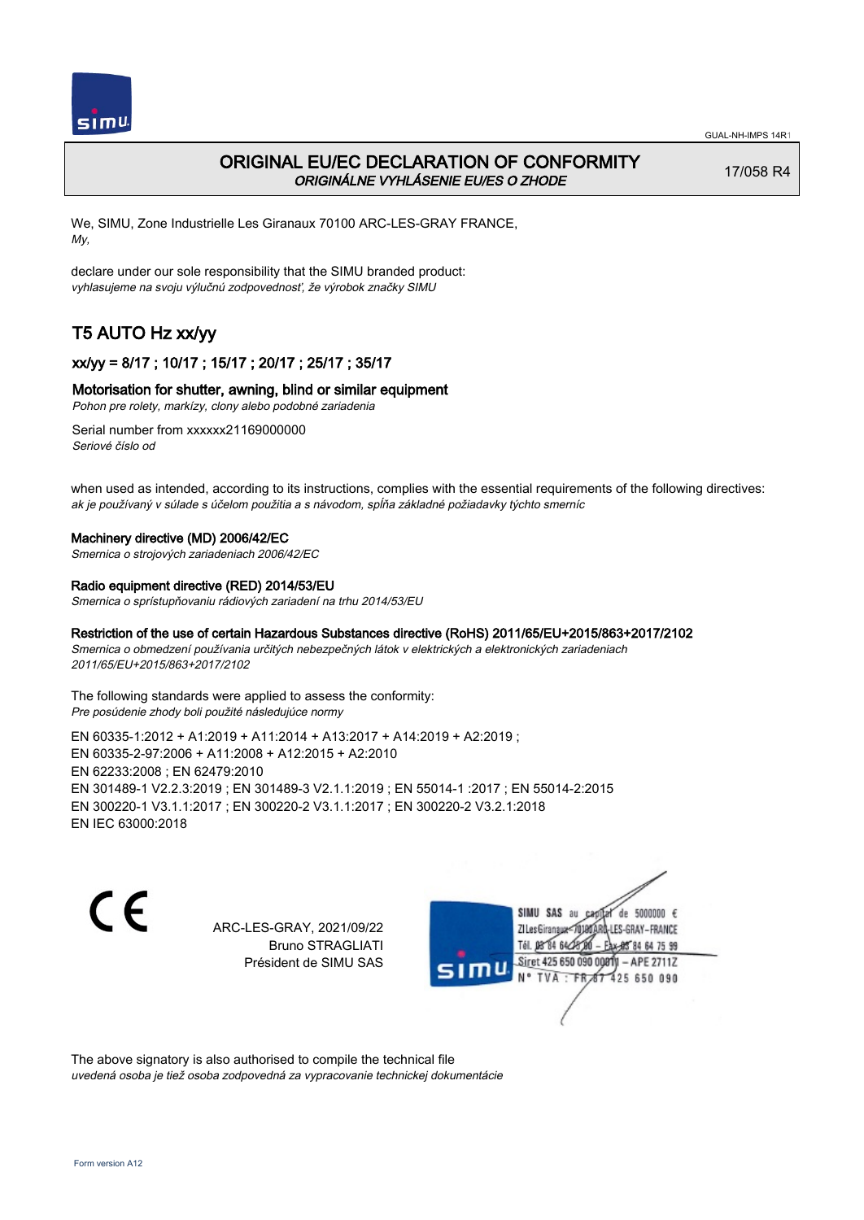# ORIGINAL EU/EC DECLARATION OF CONFORMITY
*ORIGINÁLNE VYHLÁSENIE EU/ES O ZHODE*

17/058 R4

We, SIMU, Zone Industrielle Les Giranaux 70100 ARC-LES-GRAY FRANCE,
*My,*

declare under our sole responsibility that the SIMU branded product:
*vyhlasujeme na svoju výlučnú zodpovednosť, že výrobok značky SIMU*

## T5 AUTO Hz xx/yy

### xx/yy = 8/17 ; 10/17 ; 15/17 ; 20/17 ; 25/17 ; 35/17

### Motorisation for shutter, awning, blind or similar equipment
*Pohon pre rolety, markízy, clony alebo podobné zariadenia*

Serial number from xxxxxx21169000000
*Seriové číslo od*

when used as intended, according to its instructions, complies with the essential requirements of the following directives:
*ak je používaný v súlade s účelom použitia a s návodom, spĺňa základné požiadavky týchto smerníc*

**Machinery directive (MD) 2006/42/EC**
*Smernica o strojových zariadeniach 2006/42/EC*

**Radio equipment directive (RED) 2014/53/EU**
*Smernica o sprístupňovaniu rádiových zariadení na trhu 2014/53/EU*

**Restriction of the use of certain Hazardous Substances directive (RoHS) 2011/65/EU+2015/863+2017/2102**
*Smernica o obmedzení používania určitých nebezpečných látok v elektrických a elektronických zariadeniach 2011/65/EU+2015/863+2017/2102*

The following standards were applied to assess the conformity:
*Pre posúdenie zhody boli použité následujúce normy*

EN 60335-1:2012 + A1:2019 + A11:2014 + A13:2017 + A14:2019 + A2:2019 ;
EN 60335-2-97:2006 + A11:2008 + A12:2015 + A2:2010
EN 62233:2008 ; EN 62479:2010
EN 301489-1 V2.2.3:2019 ; EN 301489-3 V2.1.1:2019 ; EN 55014-1 :2017 ; EN 55014-2:2015
EN 300220-1 V3.1.1:2017 ; EN 300220-2 V3.1.1:2017 ; EN 300220-2 V3.2.1:2018
EN IEC 63000:2018

CE

ARC-LES-GRAY, 2021/09/22
Bruno STRAGLIATI
Président de SIMU SAS

SIMU SAS au capital de 5000000 €
ZI Les Giranaux 70100 ARC-LES-GRAY-FRANCE
Tél. 03 84 64 75 00 – Fax 03 84 64 75 99
Siret 425 650 090 00011 – APE 2711Z
N° TVA : FR 87 425 650 090

The above signatory is also authorised to compile the technical file
*uvedená osoba je tiež osoba zodpovedná za vypracovanie technickej dokumentácie*

Form version A12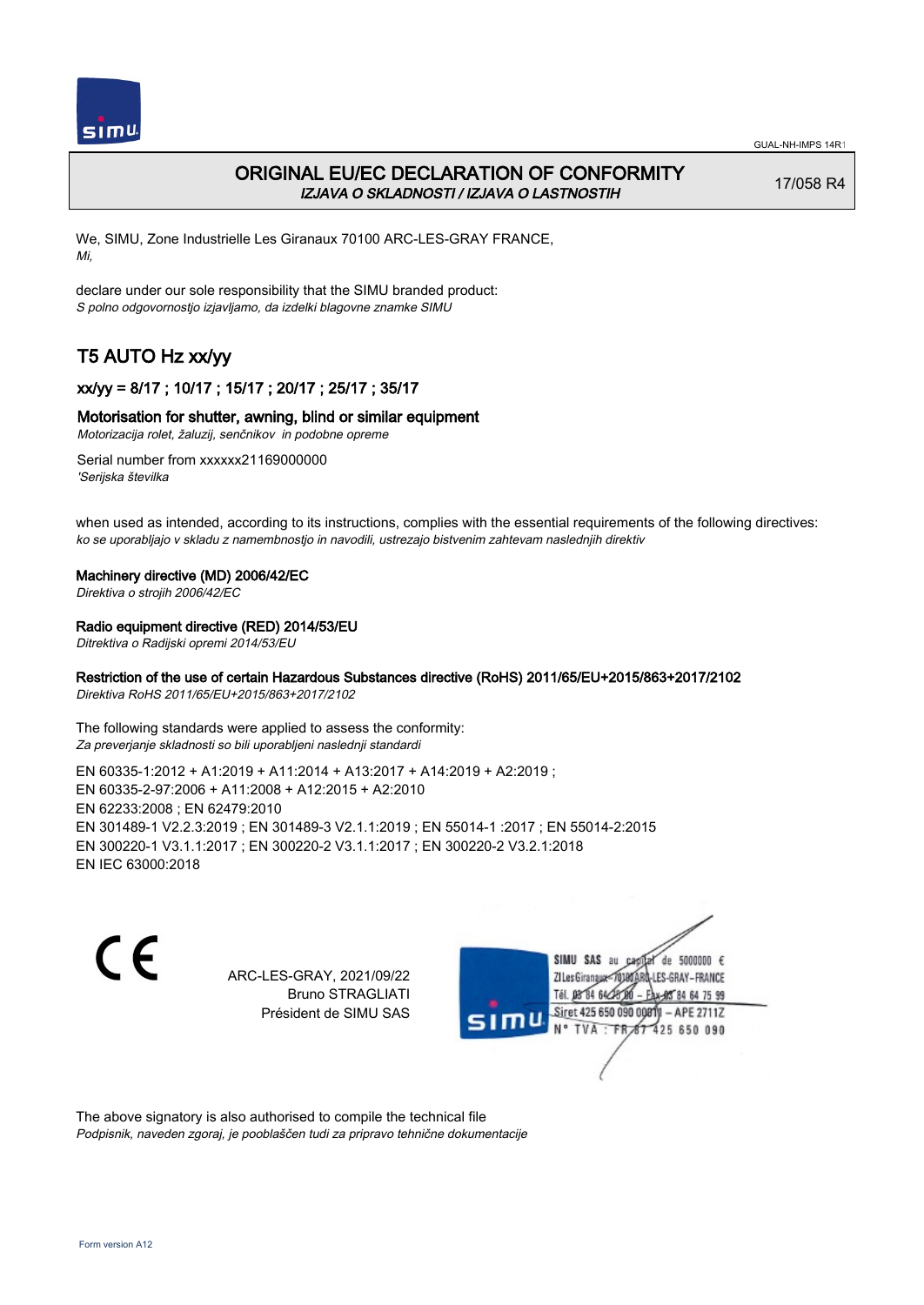GUAL-NH-IMPS 14R1

# ORIGINAL EU/EC DECLARATION OF CONFORMITY

*IZJAVA O SKLADNOSTI / IZJAVA O LASTNOSTIH*

17/058 R4

We, SIMU, Zone Industrielle Les Giranaux 70100 ARC-LES-GRAY FRANCE,
*Mi,*

declare under our sole responsibility that the SIMU branded product:
*S polno odgovornostjo izjavljamo, da izdelki blagovne znamke SIMU*

## T5 AUTO Hz xx/yy

### xx/yy = 8/17 ; 10/17 ; 15/17 ; 20/17 ; 25/17 ; 35/17

### Motorisation for shutter, awning, blind or similar equipment

*Motorizacija rolet, žaluzij, senčnikov in podobne opreme*

Serial number from xxxxxx21169000000
*'Serijska številka*

when used as intended, according to its instructions, complies with the essential requirements of the following directives:
*ko se uporabljajo v skladu z namembnostjo in navodili, ustrezajo bistvenim zahtevam naslednjih direktiv*

**Machinery directive (MD) 2006/42/EC**
*Direktiva o strojih 2006/42/EC*

**Radio equipment directive (RED) 2014/53/EU**
*Ditrektiva o Radijski opremi 2014/53/EU*

**Restriction of the use of certain Hazardous Substances directive (RoHS) 2011/65/EU+2015/863+2017/2102**
*Direktiva RoHS 2011/65/EU+2015/863+2017/2102*

The following standards were applied to assess the conformity:
*Za preverjanje skladnosti so bili uporabljeni naslednji standardi*

EN 60335-1:2012 + A1:2019 + A11:2014 + A13:2017 + A14:2019 + A2:2019 ;
EN 60335-2-97:2006 + A11:2008 + A12:2015 + A2:2010
EN 62233:2008 ; EN 62479:2010
EN 301489-1 V2.2.3:2019 ; EN 301489-3 V2.1.1:2019 ; EN 55014-1 :2017 ; EN 55014-2:2015
EN 300220-1 V3.1.1:2017 ; EN 300220-2 V3.1.1:2017 ; EN 300220-2 V3.2.1:2018
EN IEC 63000:2018

CE

ARC-LES-GRAY, 2021/09/22
Bruno STRAGLIATI
Président de SIMU SAS

SIMU SAS au capital de 5000000 €
ZI Les Giranaux 70100 ARC-LES-GRAY-FRANCE
Tél. 03 84 64 75 00 – Fax 03 84 64 75 99
Siret 425 650 090 00011 – APE 2711Z
N° TVA : FR 67 425 650 090

The above signatory is also authorised to compile the technical file
*Podpisnik, naveden zgoraj, je pooblaščen tudi za pripravo tehnične dokumentacije*

Form version A12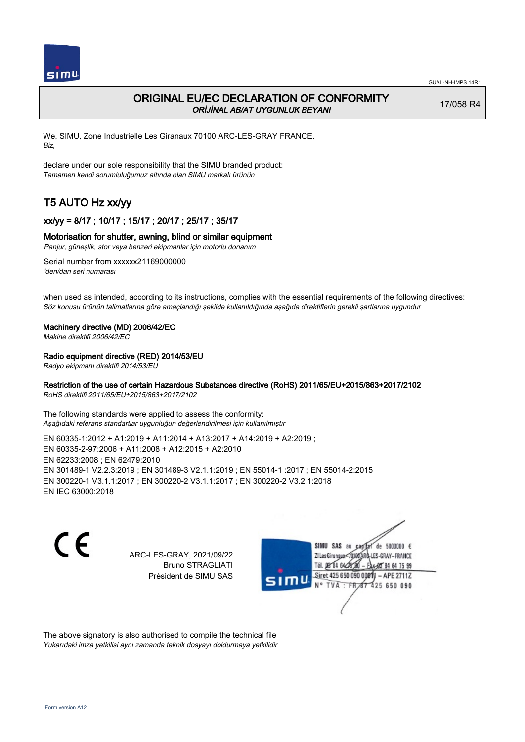# ORIGINAL EU/EC DECLARATION OF CONFORMITY

*ORİJİNAL AB/AT UYGUNLUK BEYANI*

17/058 R4

We, SIMU, Zone Industrielle Les Giranaux 70100 ARC-LES-GRAY FRANCE,
*Biz,*

declare under our sole responsibility that the SIMU branded product:
*Tamamen kendi sorumluluğumuz altında olan SIMU markalı ürünün*

## T5 AUTO Hz xx/yy

### xx/yy = 8/17 ; 10/17 ; 15/17 ; 20/17 ; 25/17 ; 35/17

### Motorisation for shutter, awning, blind or similar equipment

*Panjur, güneşlik, stor veya benzeri ekipmanlar için motorlu donanım*

Serial number from xxxxxx21169000000
*'den/dan seri numarası*

when used as intended, according to its instructions, complies with the essential requirements of the following directives:
*Söz konusu ürünün talimatlarına göre amaçlandığı şekilde kullanıldığında aşağıda direktiflerin gerekli şartlarına uygundur*

**Machinery directive (MD) 2006/42/EC**
*Makine direktifi 2006/42/EC*

**Radio equipment directive (RED) 2014/53/EU**
*Radyo ekipmanı direktifi 2014/53/EU*

**Restriction of the use of certain Hazardous Substances directive (RoHS) 2011/65/EU+2015/863+2017/2102**
*RoHS direktifi 2011/65/EU+2015/863+2017/2102*

The following standards were applied to assess the conformity:
*Aşağıdaki referans standartlar uygunluğun değerlendirilmesi için kullanılmıştır*

EN 60335-1:2012 + A1:2019 + A11:2014 + A13:2017 + A14:2019 + A2:2019 ;
EN 60335-2-97:2006 + A11:2008 + A12:2015 + A2:2010
EN 62233:2008 ; EN 62479:2010
EN 301489-1 V2.2.3:2019 ; EN 301489-3 V2.1.1:2019 ; EN 55014-1 :2017 ; EN 55014-2:2015
EN 300220-1 V3.1.1:2017 ; EN 300220-2 V3.1.1:2017 ; EN 300220-2 V3.2.1:2018
EN IEC 63000:2018

CE

ARC-LES-GRAY, 2021/09/22
Bruno STRAGLIATI
Président de SIMU SAS

SIMU SAS au capital de 5000000 €
ZI Les Giranaux 70100 ARC-LES-GRAY-FRANCE
Tél. 03 84 64 75 00 – Fax 03 84 64 75 99
Siret 425 650 090 00011 – APE 2711Z
N° TVA : FR 67 425 650 090

The above signatory is also authorised to compile the technical file
*Yukarıdaki imza yetkilisi aynı zamanda teknik dosyayı doldurmaya yetkilidir*